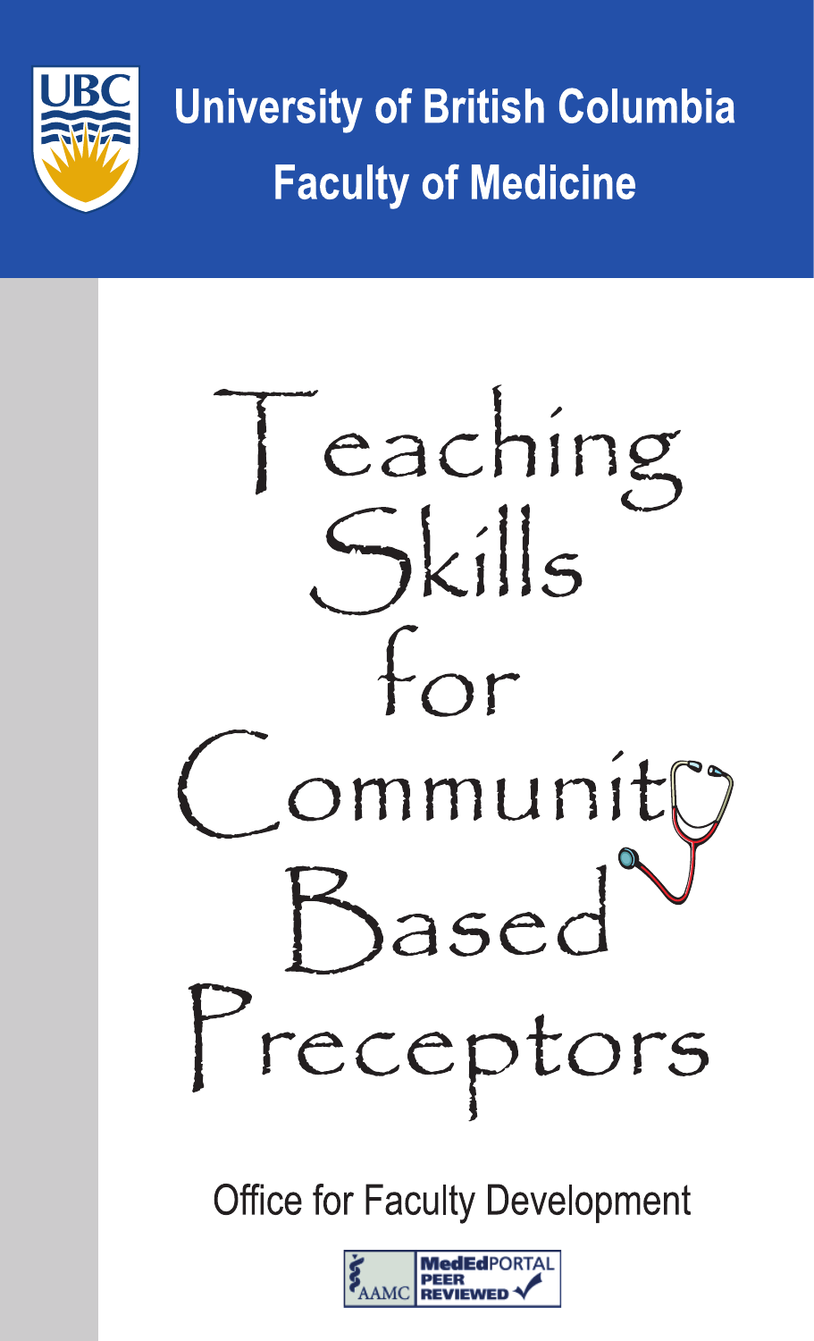# University of British Columbia

## Faculty of Medicine

# Teaching Skills for Community Based Preceptors

Office for Faculty Development

AAMC MedEdPORTAL PEER REVIEWED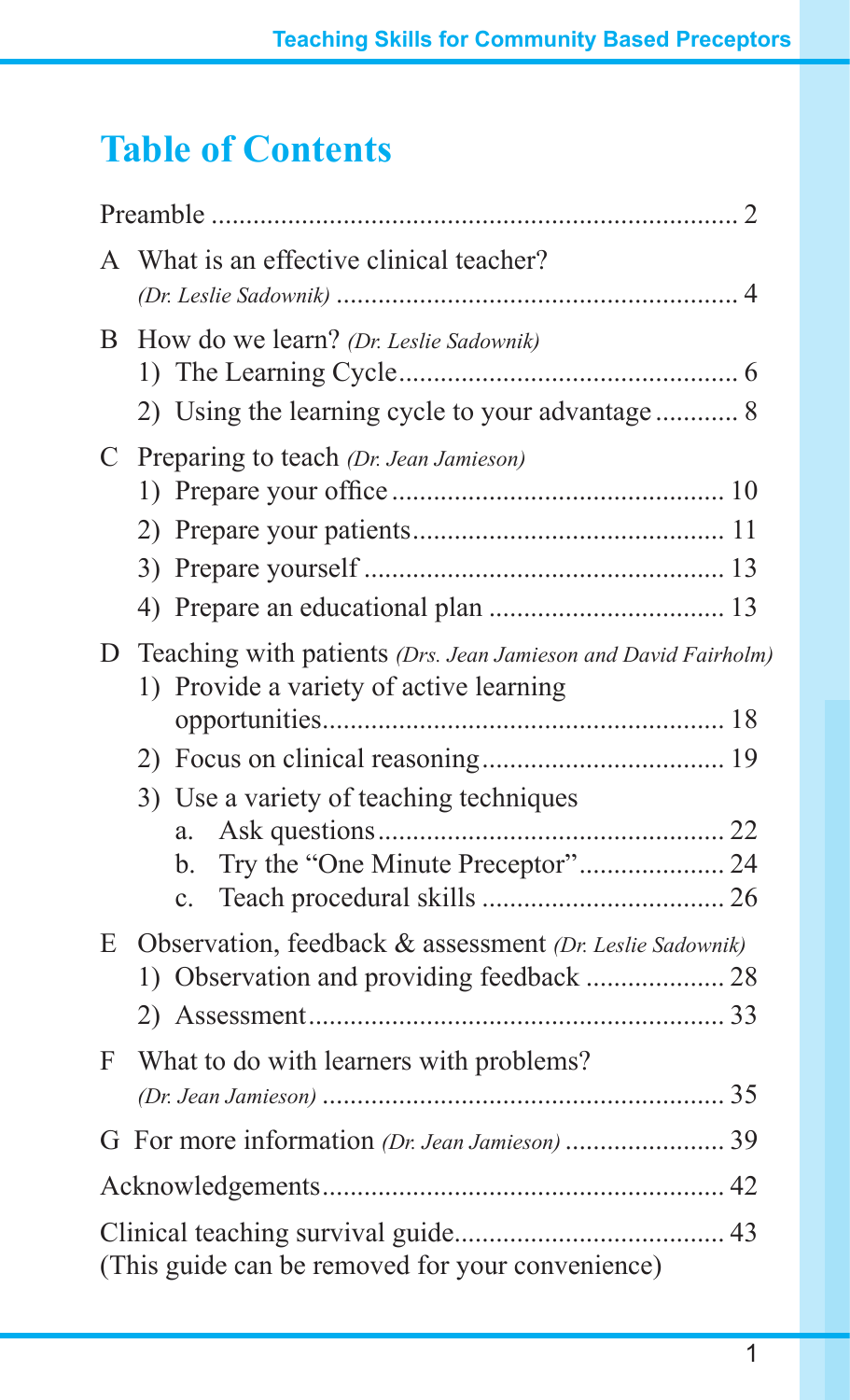# Table of Contents

Preamble ........................................................................ 2

A What is an effective clinical teacher?
*(Dr. Leslie Sadownik)* ........................................................ 4

B How do we learn? *(Dr. Leslie Sadownik)*
   1) The Learning Cycle................................................ 6
   2) Using the learning cycle to your advantage............ 8

C Preparing to teach *(Dr. Jean Jamieson)*
   1) Prepare your office ............................................... 10
   2) Prepare your patients............................................ 11
   3) Prepare yourself ................................................... 13
   4) Prepare an educational plan ................................. 13

D Teaching with patients *(Drs. Jean Jamieson and David Fairholm)*
   1) Provide a variety of active learning opportunities........................................................ 18
   2) Focus on clinical reasoning.................................. 19
   3) Use a variety of teaching techniques
      a. Ask questions................................................ 22
      b. Try the "One Minute Preceptor".................... 24
      c. Teach procedural skills .................................. 26

E Observation, feedback & assessment *(Dr. Leslie Sadownik)*
   1) Observation and providing feedback ................... 28
   2) Assessment........................................................... 33

F What to do with learners with problems?
*(Dr. Jean Jamieson)* .......................................................... 35

G For more information *(Dr. Jean Jamieson)* ...................... 39

Acknowledgements......................................................... 42

Clinical teaching survival guide...................................... 43
(This guide can be removed for your convenience)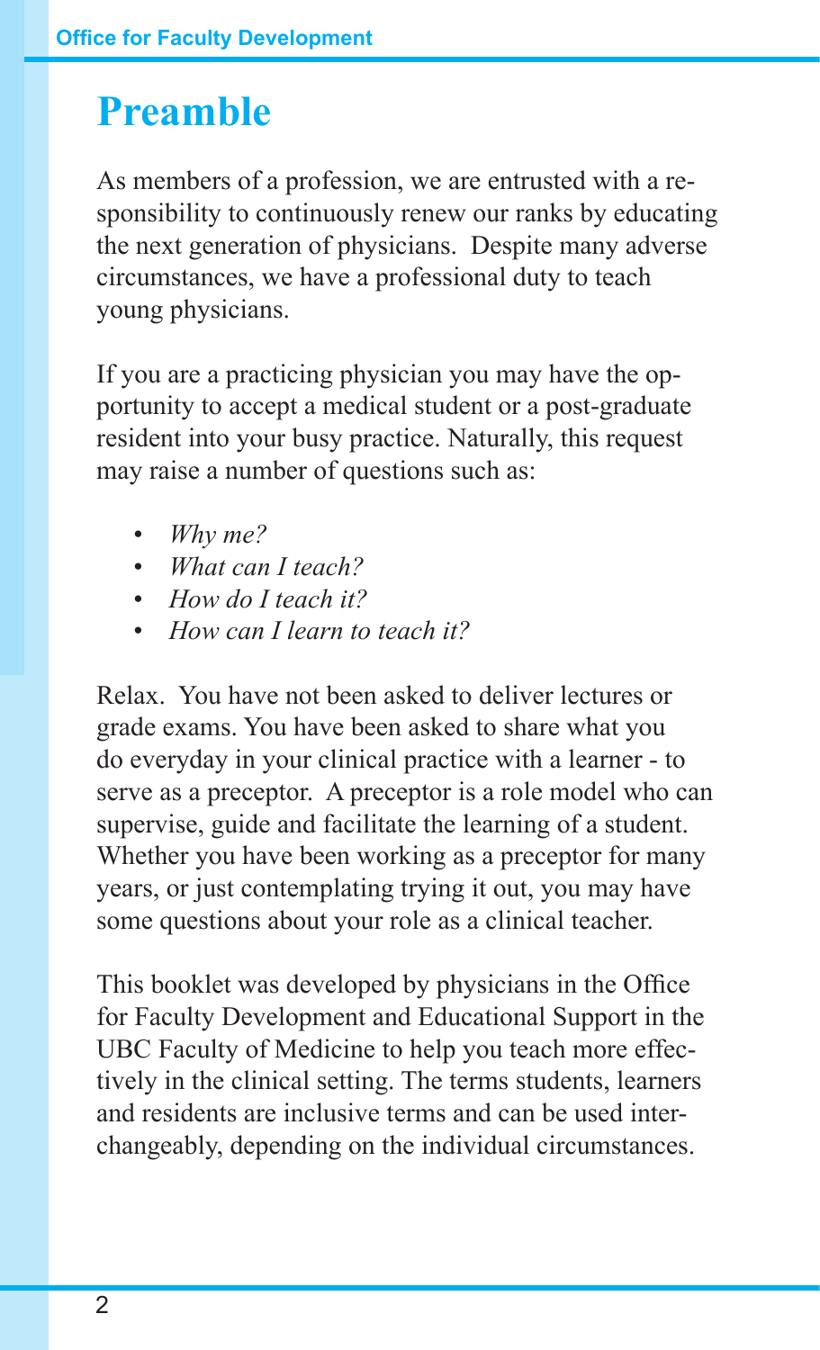# Preamble

As members of a profession, we are entrusted with a responsibility to continuously renew our ranks by educating the next generation of physicians. Despite many adverse circumstances, we have a professional duty to teach young physicians.

If you are a practicing physician you may have the opportunity to accept a medical student or a post-graduate resident into your busy practice. Naturally, this request may raise a number of questions such as:

- *Why me?*
- *What can I teach?*
- *How do I teach it?*
- *How can I learn to teach it?*

Relax. You have not been asked to deliver lectures or grade exams. You have been asked to share what you do everyday in your clinical practice with a learner - to serve as a preceptor. A preceptor is a role model who can supervise, guide and facilitate the learning of a student. Whether you have been working as a preceptor for many years, or just contemplating trying it out, you may have some questions about your role as a clinical teacher.

This booklet was developed by physicians in the Office for Faculty Development and Educational Support in the UBC Faculty of Medicine to help you teach more effectively in the clinical setting. The terms students, learners and residents are inclusive terms and can be used interchangeably, depending on the individual circumstances.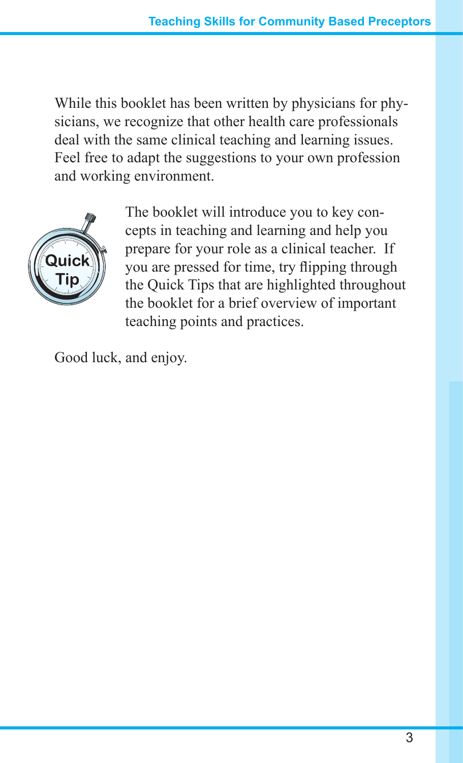While this booklet has been written by physicians for physicians, we recognize that other health care professionals deal with the same clinical teaching and learning issues. Feel free to adapt the suggestions to your own profession and working environment.

The booklet will introduce you to key concepts in teaching and learning and help you prepare for your role as a clinical teacher. If you are pressed for time, try flipping through the Quick Tips that are highlighted throughout the booklet for a brief overview of important teaching points and practices.

Good luck, and enjoy.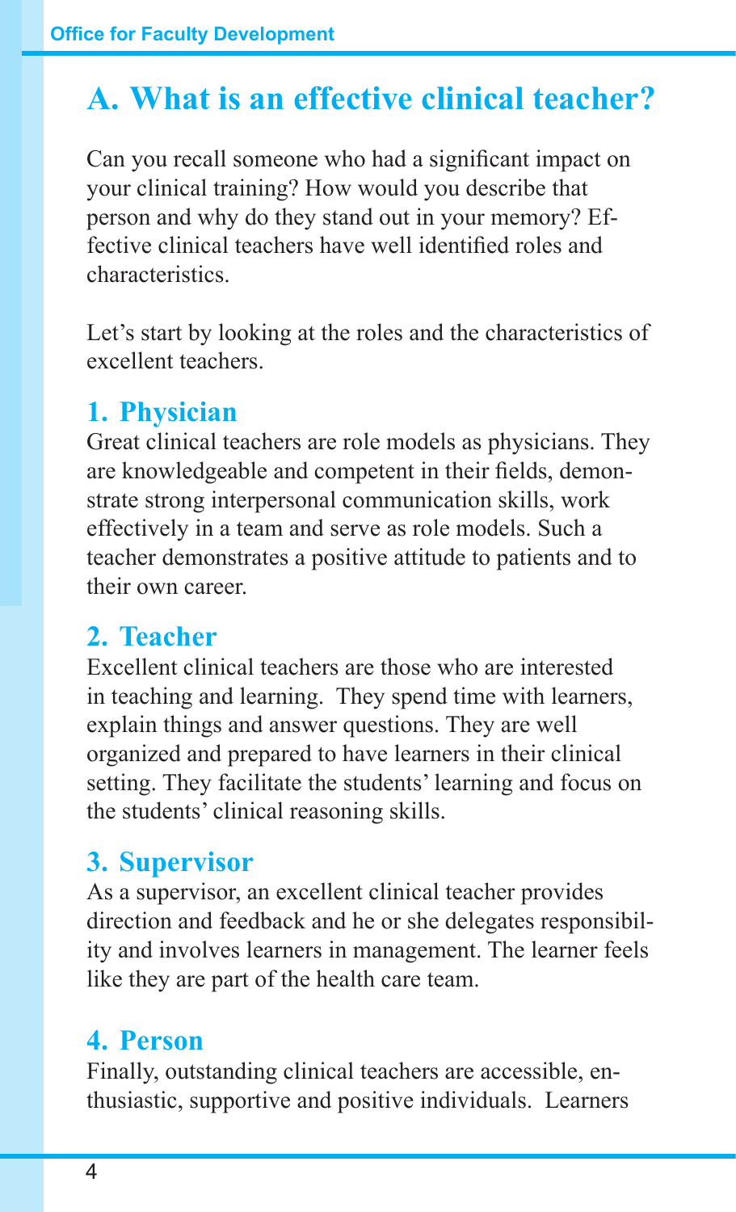# A. What is an effective clinical teacher?

Can you recall someone who had a significant impact on your clinical training? How would you describe that person and why do they stand out in your memory? Effective clinical teachers have well identified roles and characteristics.

Let's start by looking at the roles and the characteristics of excellent teachers.

## 1. Physician

Great clinical teachers are role models as physicians. They are knowledgeable and competent in their fields, demonstrate strong interpersonal communication skills, work effectively in a team and serve as role models. Such a teacher demonstrates a positive attitude to patients and to their own career.

## 2. Teacher

Excellent clinical teachers are those who are interested in teaching and learning. They spend time with learners, explain things and answer questions. They are well organized and prepared to have learners in their clinical setting. They facilitate the students' learning and focus on the students' clinical reasoning skills.

## 3. Supervisor

As a supervisor, an excellent clinical teacher provides direction and feedback and he or she delegates responsibility and involves learners in management. The learner feels like they are part of the health care team.

## 4. Person

Finally, outstanding clinical teachers are accessible, enthusiastic, supportive and positive individuals. Learners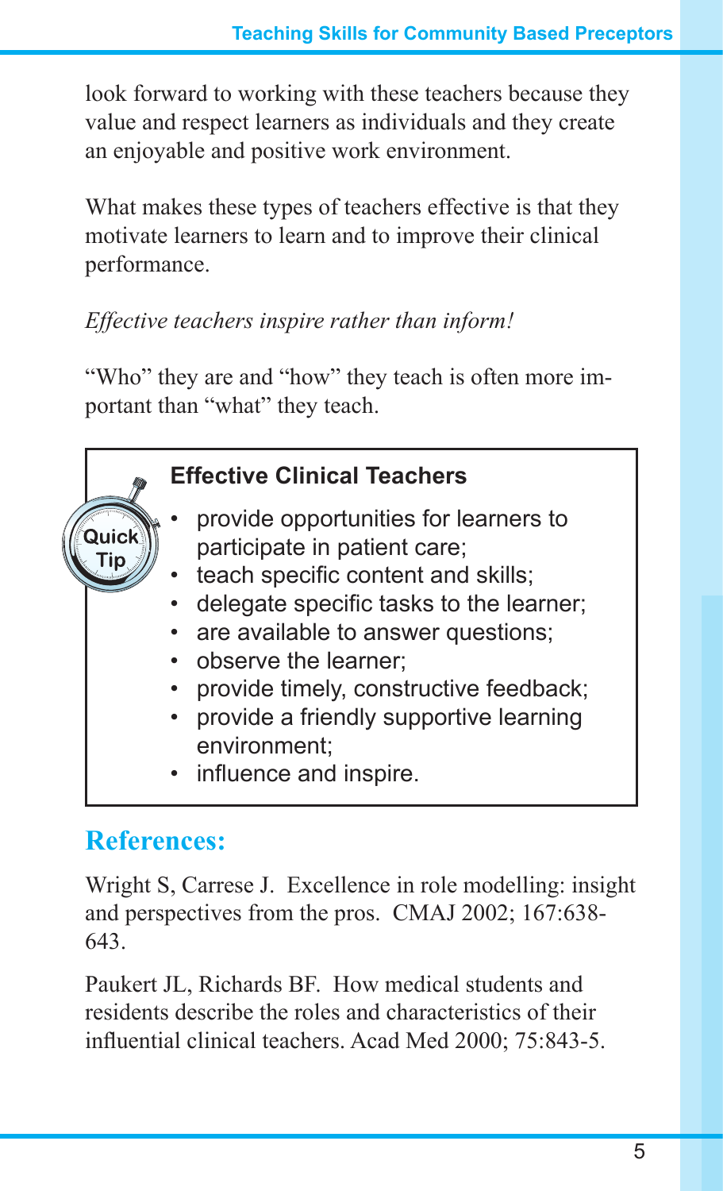look forward to working with these teachers because they value and respect learners as individuals and they create an enjoyable and positive work environment.

What makes these types of teachers effective is that they motivate learners to learn and to improve their clinical performance.

*Effective teachers inspire rather than inform!*

"Who" they are and "how" they teach is often more important than "what" they teach.

> **Quick Tip**
>
> **Effective Clinical Teachers**
>
> - provide opportunities for learners to participate in patient care;
> - teach specific content and skills;
> - delegate specific tasks to the learner;
> - are available to answer questions;
> - observe the learner;
> - provide timely, constructive feedback;
> - provide a friendly supportive learning environment;
> - influence and inspire.

## References:

Wright S, Carrese J. Excellence in role modelling: insight and perspectives from the pros. CMAJ 2002; 167:638-643.

Paukert JL, Richards BF. How medical students and residents describe the roles and characteristics of their influential clinical teachers. Acad Med 2000; 75:843-5.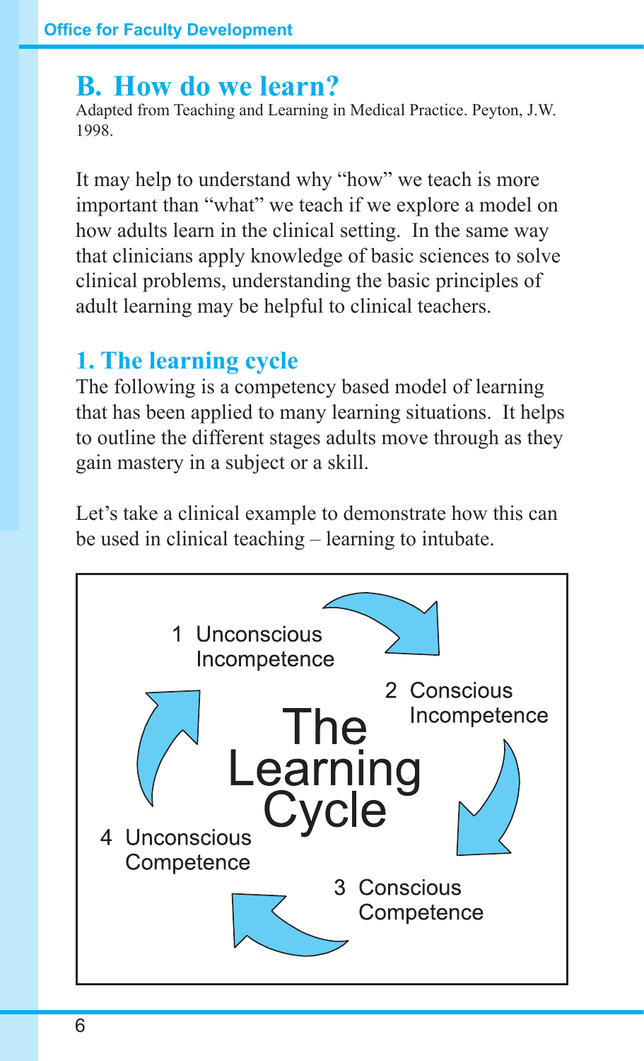## B. How do we learn?

Adapted from Teaching and Learning in Medical Practice. Peyton, J.W. 1998.

It may help to understand why "how" we teach is more important than "what" we teach if we explore a model on how adults learn in the clinical setting. In the same way that clinicians apply knowledge of basic sciences to solve clinical problems, understanding the basic principles of adult learning may be helpful to clinical teachers.

### 1. The learning cycle

The following is a competency based model of learning that has been applied to many learning situations. It helps to outline the different stages adults move through as they gain mastery in a subject or a skill.

Let's take a clinical example to demonstrate how this can be used in clinical teaching – learning to intubate.

The Learning Cycle

1 Unconscious Incompetence

2 Conscious Incompetence

3 Conscious Competence

4 Unconscious Competence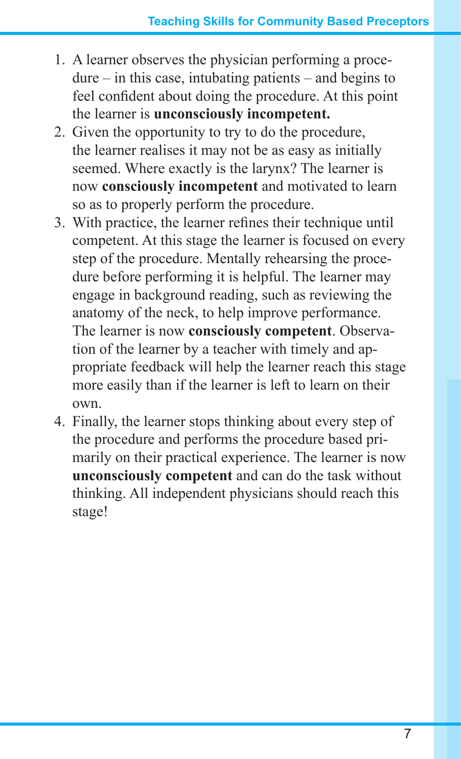1. A learner observes the physician performing a procedure – in this case, intubating patients – and begins to feel confident about doing the procedure. At this point the learner is **unconsciously incompetent.**
2. Given the opportunity to try to do the procedure, the learner realises it may not be as easy as initially seemed. Where exactly is the larynx? The learner is now **consciously incompetent** and motivated to learn so as to properly perform the procedure.
3. With practice, the learner refines their technique until competent. At this stage the learner is focused on every step of the procedure. Mentally rehearsing the procedure before performing it is helpful. The learner may engage in background reading, such as reviewing the anatomy of the neck, to help improve performance. The learner is now **consciously competent**. Observation of the learner by a teacher with timely and appropriate feedback will help the learner reach this stage more easily than if the learner is left to learn on their own.
4. Finally, the learner stops thinking about every step of the procedure and performs the procedure based primarily on their practical experience. The learner is now **unconsciously competent** and can do the task without thinking. All independent physicians should reach this stage!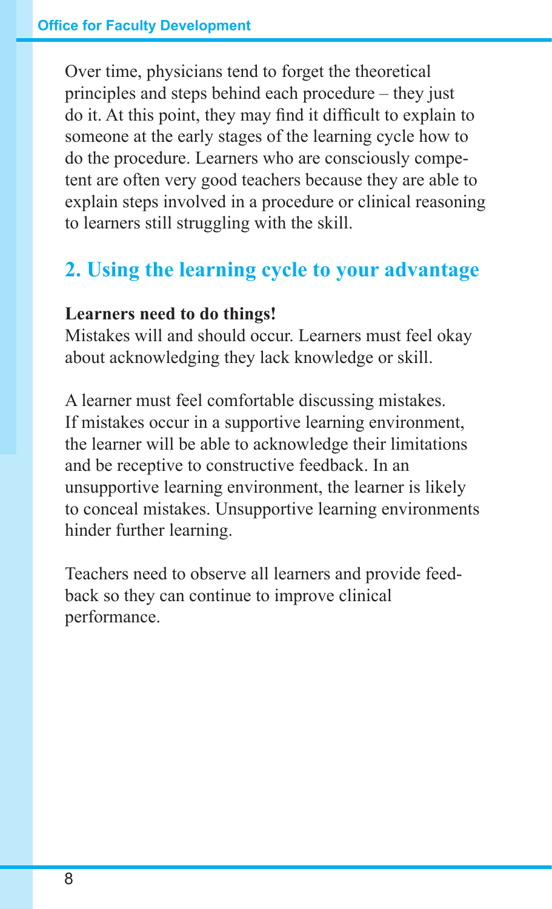Over time, physicians tend to forget the theoretical principles and steps behind each procedure – they just do it. At this point, they may find it difficult to explain to someone at the early stages of the learning cycle how to do the procedure. Learners who are consciously competent are often very good teachers because they are able to explain steps involved in a procedure or clinical reasoning to learners still struggling with the skill.

## 2. Using the learning cycle to your advantage

**Learners need to do things!**

Mistakes will and should occur. Learners must feel okay about acknowledging they lack knowledge or skill.

A learner must feel comfortable discussing mistakes. If mistakes occur in a supportive learning environment, the learner will be able to acknowledge their limitations and be receptive to constructive feedback. In an unsupportive learning environment, the learner is likely to conceal mistakes. Unsupportive learning environments hinder further learning.

Teachers need to observe all learners and provide feedback so they can continue to improve clinical performance.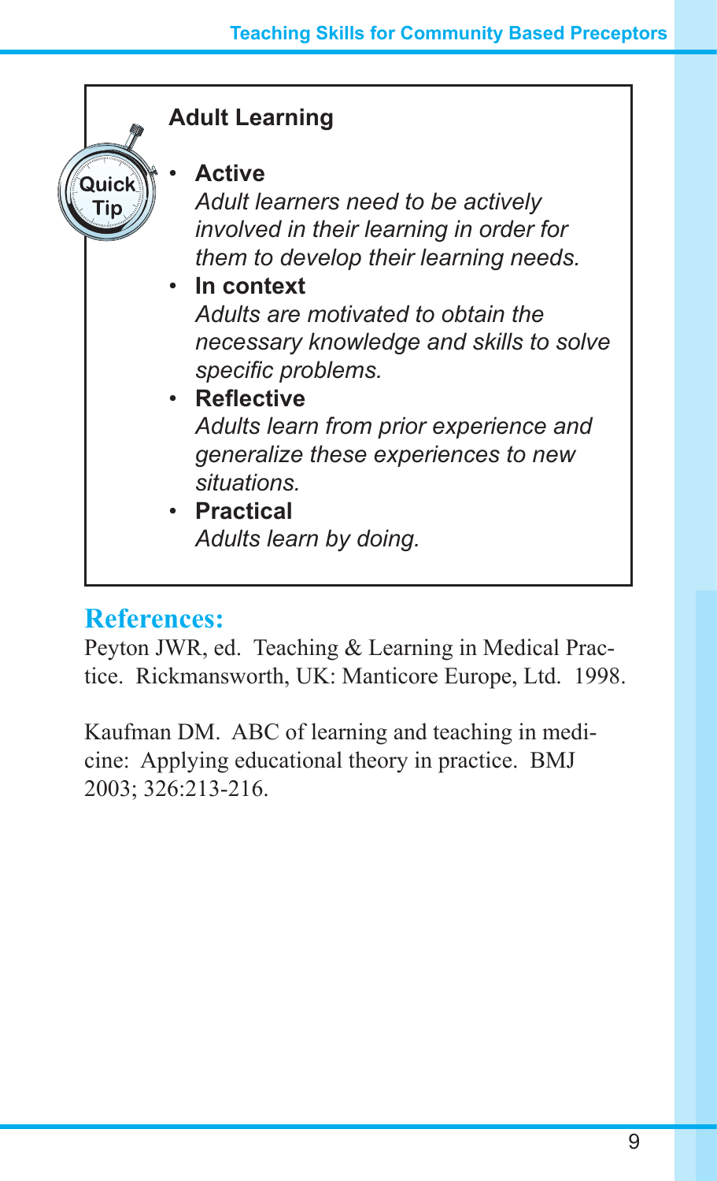**Quick Tip**

### Adult Learning

- **Active**
  *Adult learners need to be actively involved in their learning in order for them to develop their learning needs.*
- **In context**
  *Adults are motivated to obtain the necessary knowledge and skills to solve specific problems.*
- **Reflective**
  *Adults learn from prior experience and generalize these experiences to new situations.*
- **Practical**
  *Adults learn by doing.*

## References:

Peyton JWR, ed. Teaching & Learning in Medical Practice. Rickmansworth, UK: Manticore Europe, Ltd. 1998.

Kaufman DM. ABC of learning and teaching in medicine: Applying educational theory in practice. BMJ 2003; 326:213-216.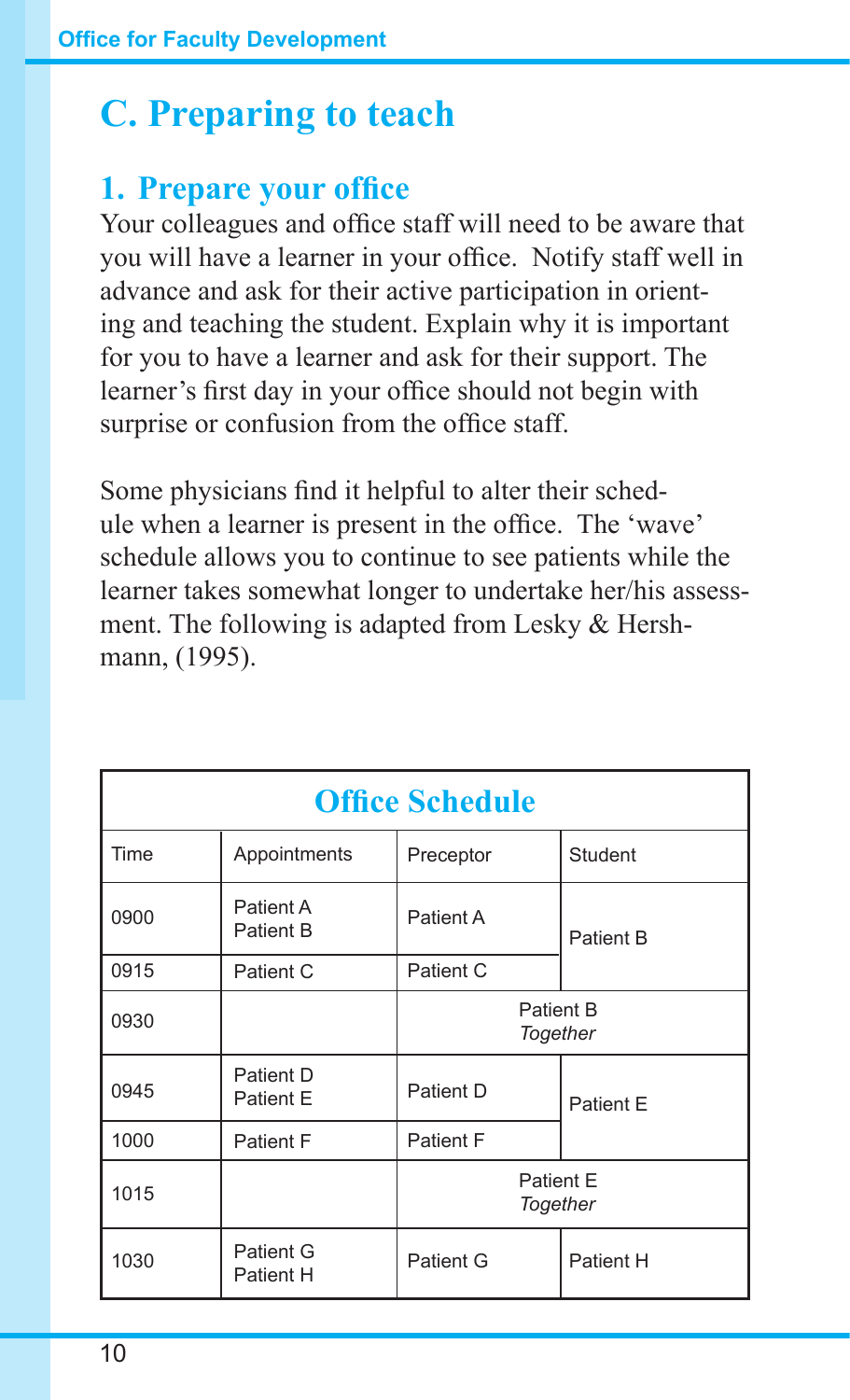# C. Preparing to teach

## 1. Prepare your office

Your colleagues and office staff will need to be aware that you will have a learner in your office. Notify staff well in advance and ask for their active participation in orienting and teaching the student. Explain why it is important for you to have a learner and ask for their support. The learner's first day in your office should not begin with surprise or confusion from the office staff.

Some physicians find it helpful to alter their schedule when a learner is present in the office. The 'wave' schedule allows you to continue to see patients while the learner takes somewhat longer to undertake her/his assessment. The following is adapted from Lesky & Hershmann, (1995).

| Office Schedule | | | |
|---|---|---|---|
| Time | Appointments | Preceptor | Student |
| 0900 | Patient A<br>Patient B | Patient A | Patient B |
| 0915 | Patient C | Patient C | |
| 0930 | | Patient B *Together* | |
| 0945 | Patient D<br>Patient E | Patient D | Patient E |
| 1000 | Patient F | Patient F | |
| 1015 | | Patient E *Together* | |
| 1030 | Patient G<br>Patient H | Patient G | Patient H |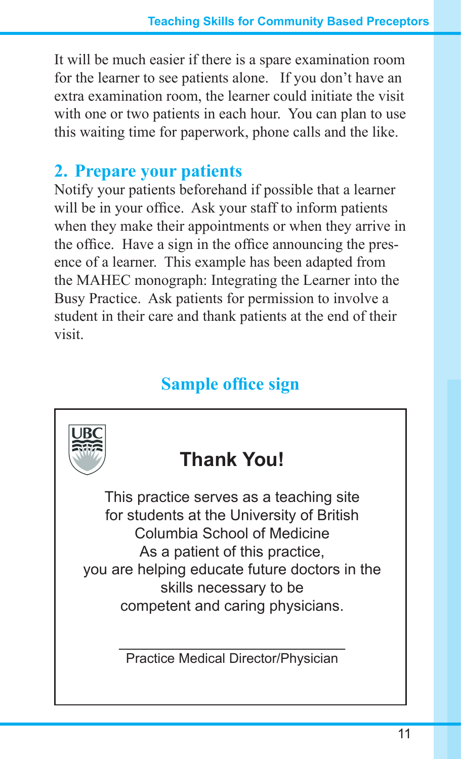It will be much easier if there is a spare examination room for the learner to see patients alone. If you don't have an extra examination room, the learner could initiate the visit with one or two patients in each hour. You can plan to use this waiting time for paperwork, phone calls and the like.

## 2. Prepare your patients

Notify your patients beforehand if possible that a learner will be in your office. Ask your staff to inform patients when they make their appointments or when they arrive in the office. Have a sign in the office announcing the presence of a learner. This example has been adapted from the MAHEC monograph: Integrating the Learner into the Busy Practice. Ask patients for permission to involve a student in their care and thank patients at the end of their visit.

### Sample office sign

**Thank You!**

This practice serves as a teaching site for students at the University of British Columbia School of Medicine
As a patient of this practice,
you are helping educate future doctors in the skills necessary to be
competent and caring physicians.

\_\_\_\_\_\_\_\_\_\_\_\_\_\_\_\_\_\_\_\_\_\_\_\_\_\_\_\_\_\_

Practice Medical Director/Physician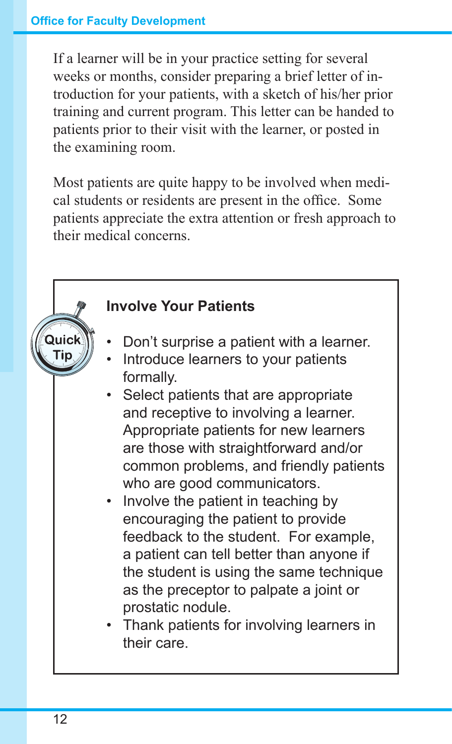If a learner will be in your practice setting for several weeks or months, consider preparing a brief letter of introduction for your patients, with a sketch of his/her prior training and current program. This letter can be handed to patients prior to their visit with the learner, or posted in the examining room.

Most patients are quite happy to be involved when medical students or residents are present in the office. Some patients appreciate the extra attention or fresh approach to their medical concerns.

**Quick Tip**

### Involve Your Patients

- Don't surprise a patient with a learner.
- Introduce learners to your patients formally.
- Select patients that are appropriate and receptive to involving a learner. Appropriate patients for new learners are those with straightforward and/or common problems, and friendly patients who are good communicators.
- Involve the patient in teaching by encouraging the patient to provide feedback to the student. For example, a patient can tell better than anyone if the student is using the same technique as the preceptor to palpate a joint or prostatic nodule.
- Thank patients for involving learners in their care.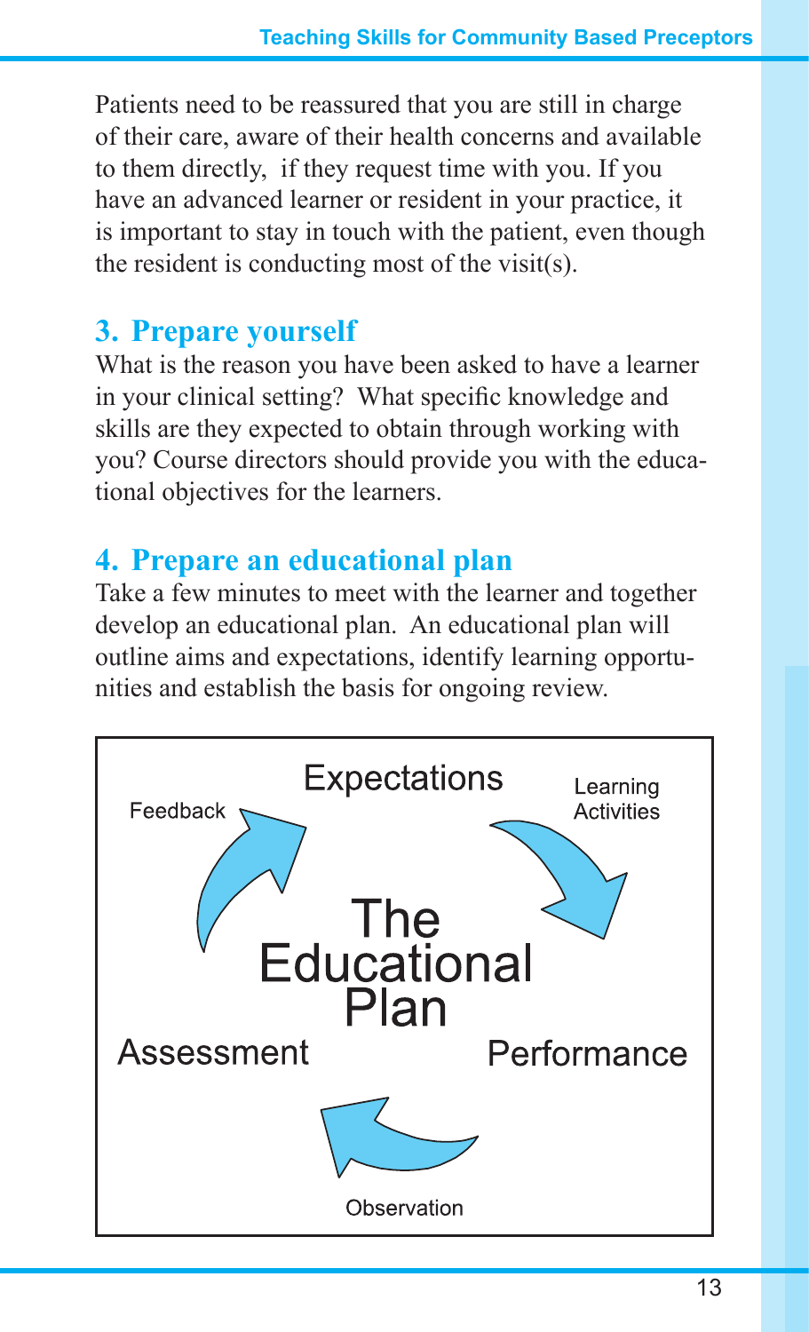Patients need to be reassured that you are still in charge of their care, aware of their health concerns and available to them directly, if they request time with you. If you have an advanced learner or resident in your practice, it is important to stay in touch with the patient, even though the resident is conducting most of the visit(s).

## 3. Prepare yourself

What is the reason you have been asked to have a learner in your clinical setting? What specific knowledge and skills are they expected to obtain through working with you? Course directors should provide you with the educational objectives for the learners.

## 4. Prepare an educational plan

Take a few minutes to meet with the learner and together develop an educational plan. An educational plan will outline aims and expectations, identify learning opportunities and establish the basis for ongoing review.

The Educational Plan

Expectations → Learning Activities → Performance → Observation → Assessment → Feedback → Expectations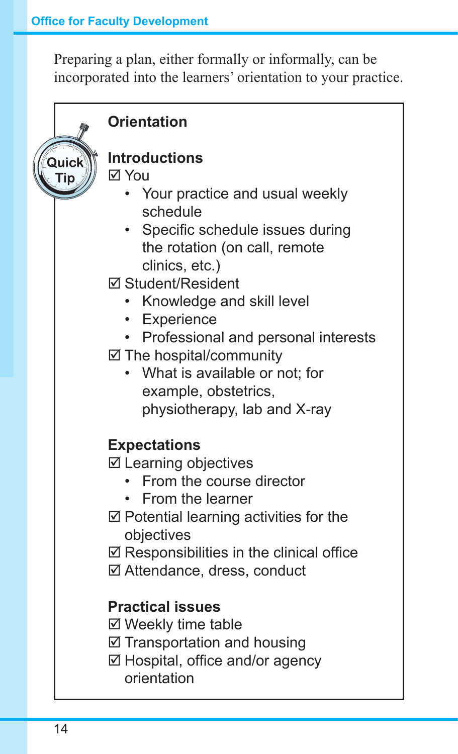Preparing a plan, either formally or informally, can be incorporated into the learners' orientation to your practice.

Quick Tip

## Orientation

### Introductions

☑ You

- Your practice and usual weekly schedule
- Specific schedule issues during the rotation (on call, remote clinics, etc.)

☑ Student/Resident

- Knowledge and skill level
- Experience
- Professional and personal interests

☑ The hospital/community

- What is available or not; for example, obstetrics, physiotherapy, lab and X-ray

### Expectations

☑ Learning objectives

- From the course director
- From the learner

☑ Potential learning activities for the objectives

☑ Responsibilities in the clinical office

☑ Attendance, dress, conduct

### Practical issues

☑ Weekly time table

☑ Transportation and housing

☑ Hospital, office and/or agency orientation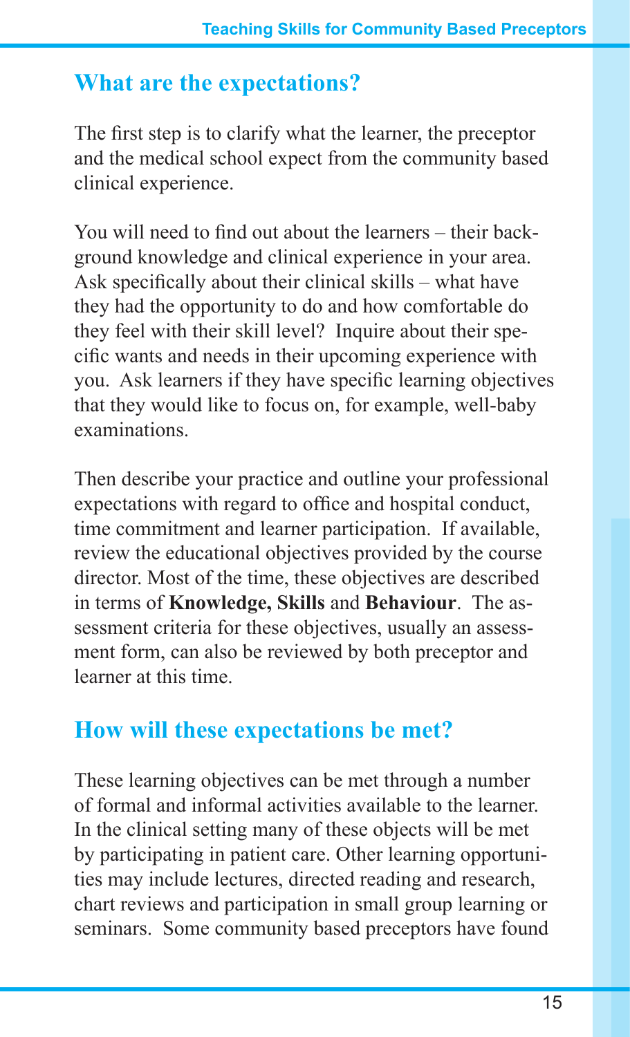## What are the expectations?

The first step is to clarify what the learner, the preceptor and the medical school expect from the community based clinical experience.

You will need to find out about the learners – their background knowledge and clinical experience in your area. Ask specifically about their clinical skills – what have they had the opportunity to do and how comfortable do they feel with their skill level? Inquire about their specific wants and needs in their upcoming experience with you. Ask learners if they have specific learning objectives that they would like to focus on, for example, well-baby examinations.

Then describe your practice and outline your professional expectations with regard to office and hospital conduct, time commitment and learner participation. If available, review the educational objectives provided by the course director. Most of the time, these objectives are described in terms of **Knowledge, Skills** and **Behaviour**. The assessment criteria for these objectives, usually an assessment form, can also be reviewed by both preceptor and learner at this time.

## How will these expectations be met?

These learning objectives can be met through a number of formal and informal activities available to the learner. In the clinical setting many of these objects will be met by participating in patient care. Other learning opportunities may include lectures, directed reading and research, chart reviews and participation in small group learning or seminars. Some community based preceptors have found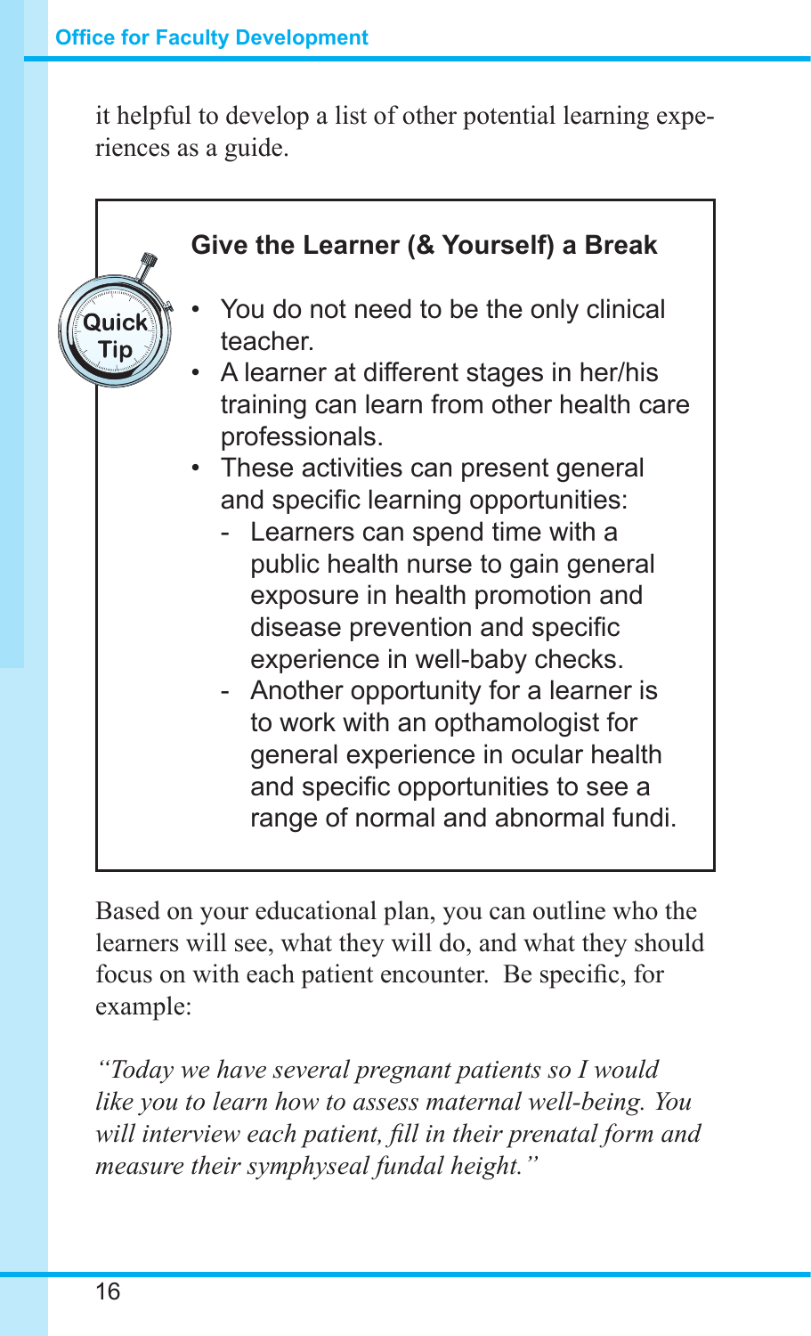it helpful to develop a list of other potential learning experiences as a guide.

> **Quick Tip**
>
> ### Give the Learner (& Yourself) a Break
>
> - You do not need to be the only clinical teacher.
> - A learner at different stages in her/his training can learn from other health care professionals.
> - These activities can present general and specific learning opportunities:
>   - Learners can spend time with a public health nurse to gain general exposure in health promotion and disease prevention and specific experience in well-baby checks.
>   - Another opportunity for a learner is to work with an opthamologist for general experience in ocular health and specific opportunities to see a range of normal and abnormal fundi.

Based on your educational plan, you can outline who the learners will see, what they will do, and what they should focus on with each patient encounter. Be specific, for example:

*"Today we have several pregnant patients so I would like you to learn how to assess maternal well-being. You will interview each patient, fill in their prenatal form and measure their symphyseal fundal height."*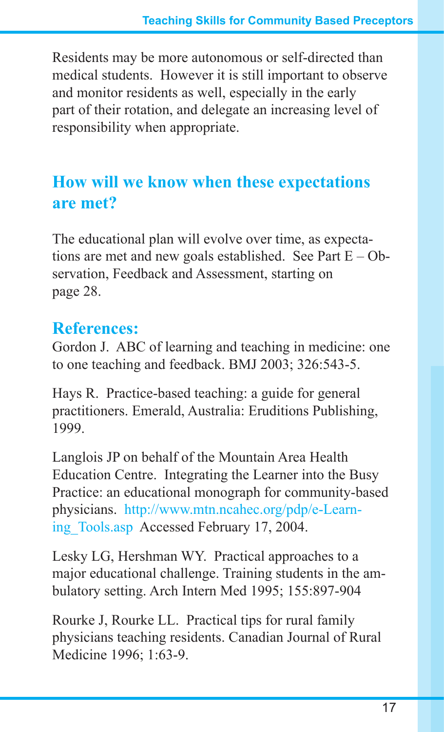Residents may be more autonomous or self-directed than medical students. However it is still important to observe and monitor residents as well, especially in the early part of their rotation, and delegate an increasing level of responsibility when appropriate.

## How will we know when these expectations are met?

The educational plan will evolve over time, as expectations are met and new goals established. See Part E – Observation, Feedback and Assessment, starting on page 28.

### References:

Gordon J. ABC of learning and teaching in medicine: one to one teaching and feedback. BMJ 2003; 326:543-5.

Hays R. Practice-based teaching: a guide for general practitioners. Emerald, Australia: Eruditions Publishing, 1999.

Langlois JP on behalf of the Mountain Area Health Education Centre. Integrating the Learner into the Busy Practice: an educational monograph for community-based physicians. http://www.mtn.ncahec.org/pdp/e-Learning_Tools.asp Accessed February 17, 2004.

Lesky LG, Hershman WY. Practical approaches to a major educational challenge. Training students in the ambulatory setting. Arch Intern Med 1995; 155:897-904

Rourke J, Rourke LL. Practical tips for rural family physicians teaching residents. Canadian Journal of Rural Medicine 1996; 1:63-9.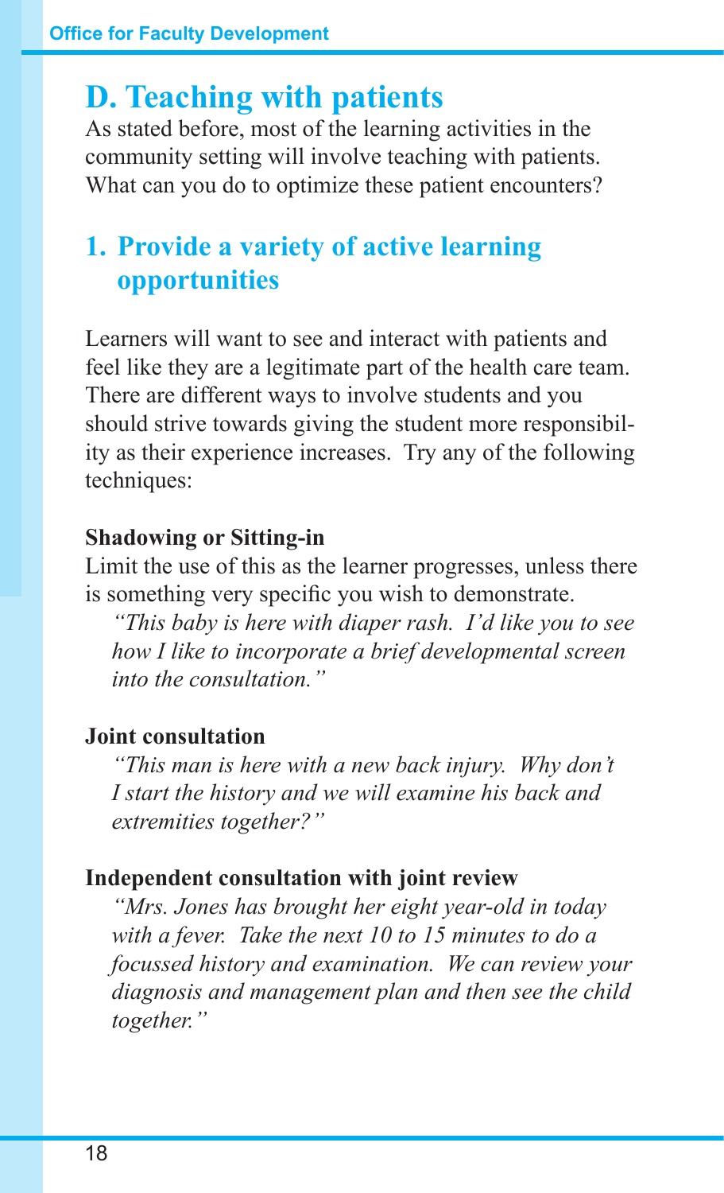## D. Teaching with patients

As stated before, most of the learning activities in the community setting will involve teaching with patients. What can you do to optimize these patient encounters?

### 1. Provide a variety of active learning opportunities

Learners will want to see and interact with patients and feel like they are a legitimate part of the health care team. There are different ways to involve students and you should strive towards giving the student more responsibility as their experience increases. Try any of the following techniques:

**Shadowing or Sitting-in**

Limit the use of this as the learner progresses, unless there is something very specific you wish to demonstrate.

*"This baby is here with diaper rash. I'd like you to see how I like to incorporate a brief developmental screen into the consultation."*

**Joint consultation**

*"This man is here with a new back injury. Why don't I start the history and we will examine his back and extremities together?"*

**Independent consultation with joint review**

*"Mrs. Jones has brought her eight year-old in today with a fever. Take the next 10 to 15 minutes to do a focussed history and examination. We can review your diagnosis and management plan and then see the child together."*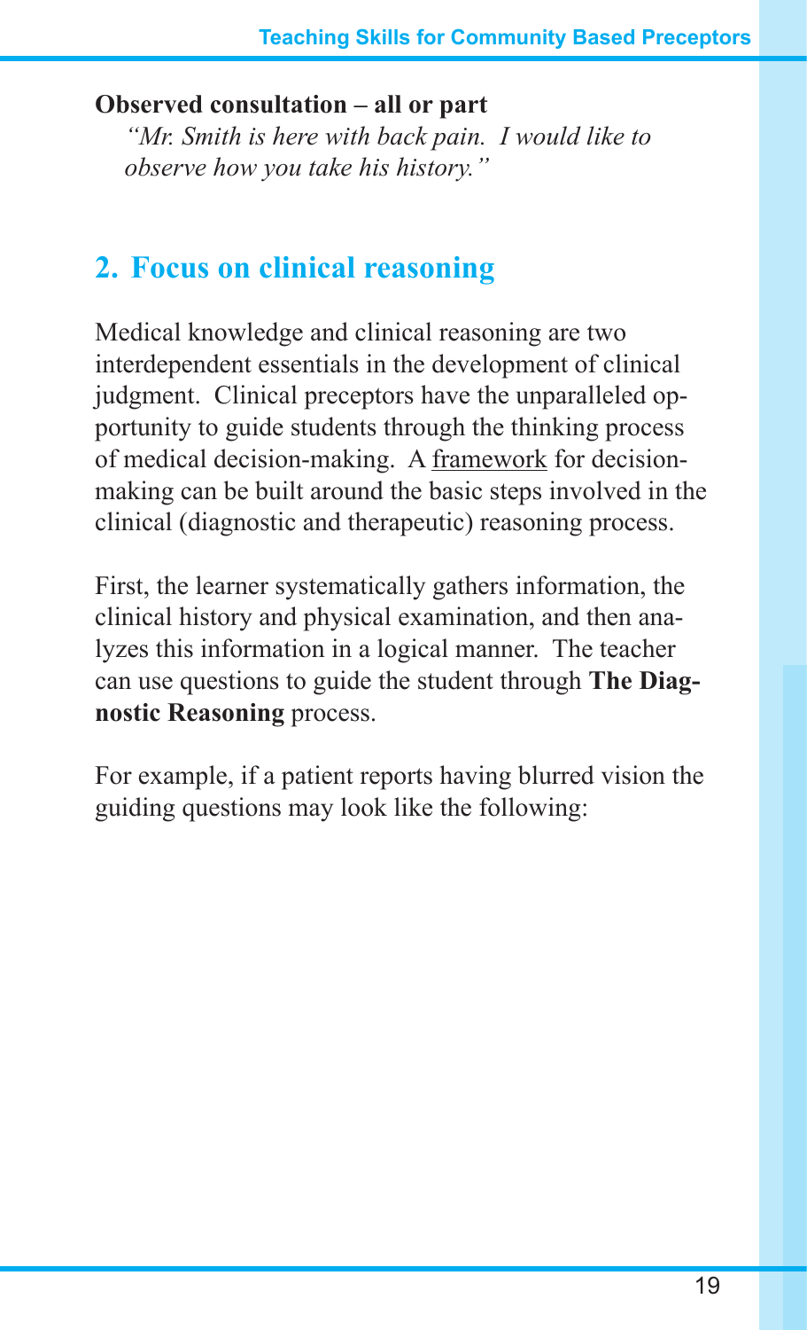**Observed consultation – all or part**

*"Mr. Smith is here with back pain. I would like to observe how you take his history."*

## 2. Focus on clinical reasoning

Medical knowledge and clinical reasoning are two interdependent essentials in the development of clinical judgment. Clinical preceptors have the unparalleled opportunity to guide students through the thinking process of medical decision-making. A <u>framework</u> for decision-making can be built around the basic steps involved in the clinical (diagnostic and therapeutic) reasoning process.

First, the learner systematically gathers information, the clinical history and physical examination, and then analyzes this information in a logical manner. The teacher can use questions to guide the student through **The Diagnostic Reasoning** process.

For example, if a patient reports having blurred vision the guiding questions may look like the following: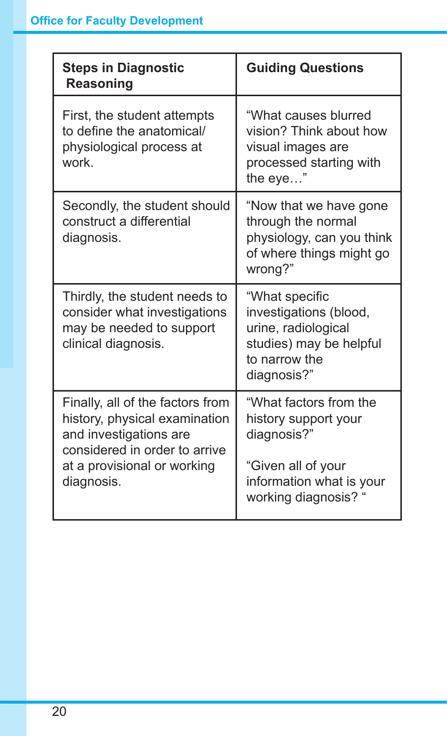| Steps in Diagnostic Reasoning | Guiding Questions |
|---|---|
| First, the student attempts to define the anatomical/ physiological process at work. | "What causes blurred vision? Think about how visual images are processed starting with the eye…" |
| Secondly, the student should construct a differential diagnosis. | "Now that we have gone through the normal physiology, can you think of where things might go wrong?" |
| Thirdly, the student needs to consider what investigations may be needed to support clinical diagnosis. | "What specific investigations (blood, urine, radiological studies) may be helpful to narrow the diagnosis?" |
| Finally, all of the factors from history, physical examination and investigations are considered in order to arrive at a provisional or working diagnosis. | "What factors from the history support your diagnosis?" "Given all of your information what is your working diagnosis? " |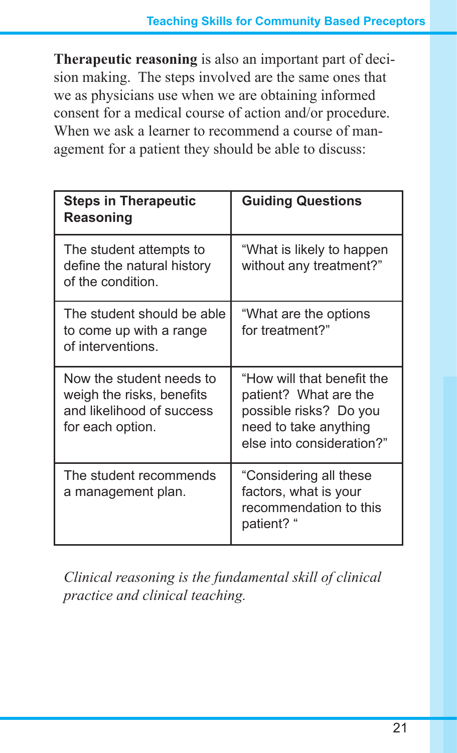**Therapeutic reasoning** is also an important part of decision making. The steps involved are the same ones that we as physicians use when we are obtaining informed consent for a medical course of action and/or procedure. When we ask a learner to recommend a course of management for a patient they should be able to discuss:

| Steps in Therapeutic Reasoning | Guiding Questions |
|---|---|
| The student attempts to define the natural history of the condition. | "What is likely to happen without any treatment?" |
| The student should be able to come up with a range of interventions. | "What are the options for treatment?" |
| Now the student needs to weigh the risks, benefits and likelihood of success for each option. | "How will that benefit the patient? What are the possible risks? Do you need to take anything else into consideration?" |
| The student recommends a management plan. | "Considering all these factors, what is your recommendation to this patient? " |

*Clinical reasoning is the fundamental skill of clinical practice and clinical teaching.*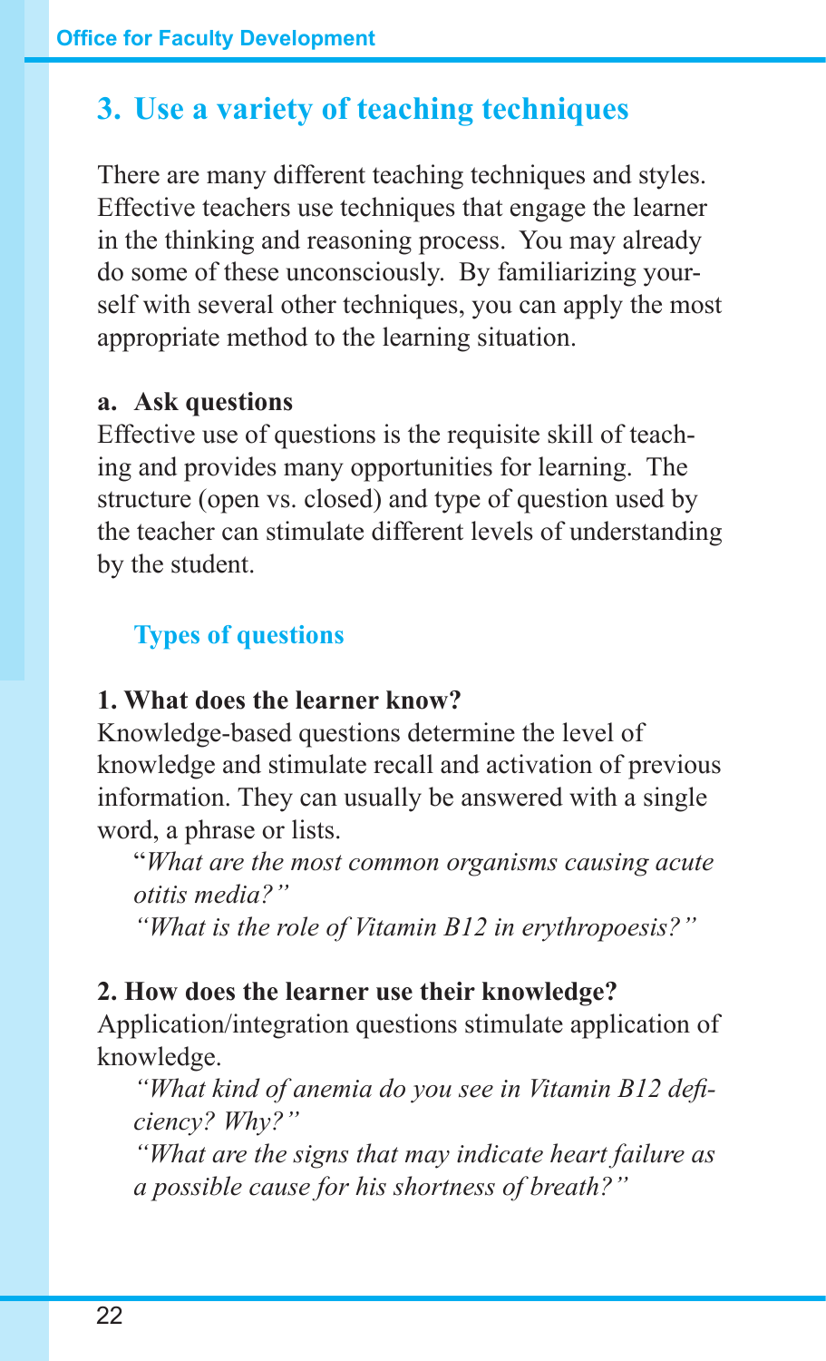## 3. Use a variety of teaching techniques

There are many different teaching techniques and styles. Effective teachers use techniques that engage the learner in the thinking and reasoning process. You may already do some of these unconsciously. By familiarizing yourself with several other techniques, you can apply the most appropriate method to the learning situation.

**a. Ask questions**

Effective use of questions is the requisite skill of teaching and provides many opportunities for learning. The structure (open vs. closed) and type of question used by the teacher can stimulate different levels of understanding by the student.

### Types of questions

**1. What does the learner know?**

Knowledge-based questions determine the level of knowledge and stimulate recall and activation of previous information. They can usually be answered with a single word, a phrase or lists.

> "*What are the most common organisms causing acute otitis media?*"
>
> *"What is the role of Vitamin B12 in erythropoesis?"*

**2. How does the learner use their knowledge?**

Application/integration questions stimulate application of knowledge.

> *"What kind of anemia do you see in Vitamin B12 deficiency? Why?"*
>
> *"What are the signs that may indicate heart failure as a possible cause for his shortness of breath?"*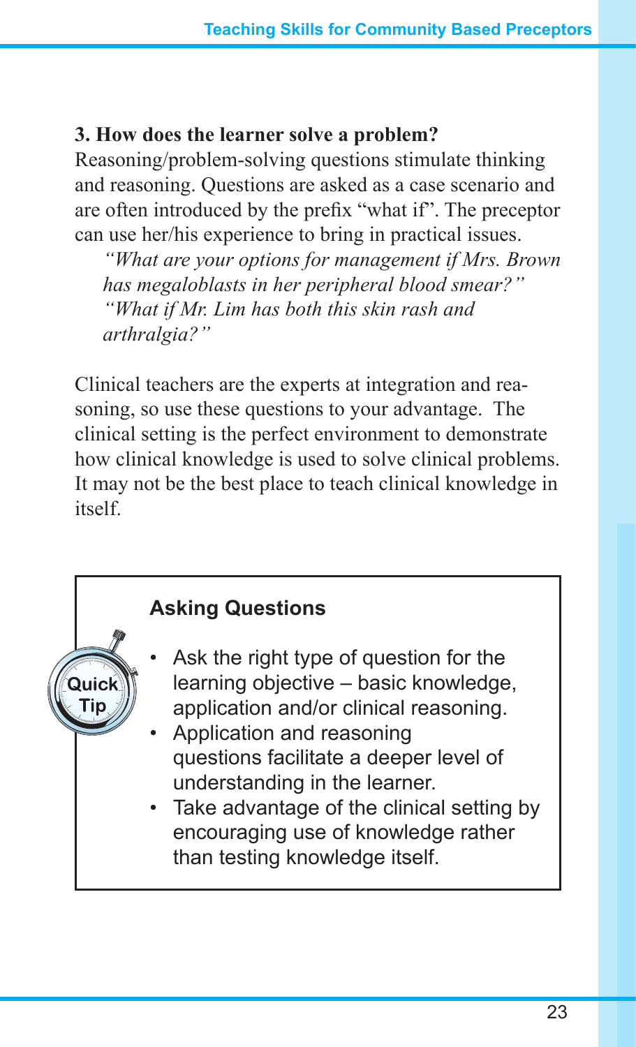### 3. How does the learner solve a problem?

Reasoning/problem-solving questions stimulate thinking and reasoning. Questions are asked as a case scenario and are often introduced by the prefix "what if". The preceptor can use her/his experience to bring in practical issues.

> *"What are your options for management if Mrs. Brown has megaloblasts in her peripheral blood smear?"*
> *"What if Mr. Lim has both this skin rash and arthralgia?"*

Clinical teachers are the experts at integration and reasoning, so use these questions to your advantage. The clinical setting is the perfect environment to demonstrate how clinical knowledge is used to solve clinical problems. It may not be the best place to teach clinical knowledge in itself.

---

Quick Tip

**Asking Questions**

- Ask the right type of question for the learning objective – basic knowledge, application and/or clinical reasoning.
- Application and reasoning questions facilitate a deeper level of understanding in the learner.
- Take advantage of the clinical setting by encouraging use of knowledge rather than testing knowledge itself.

---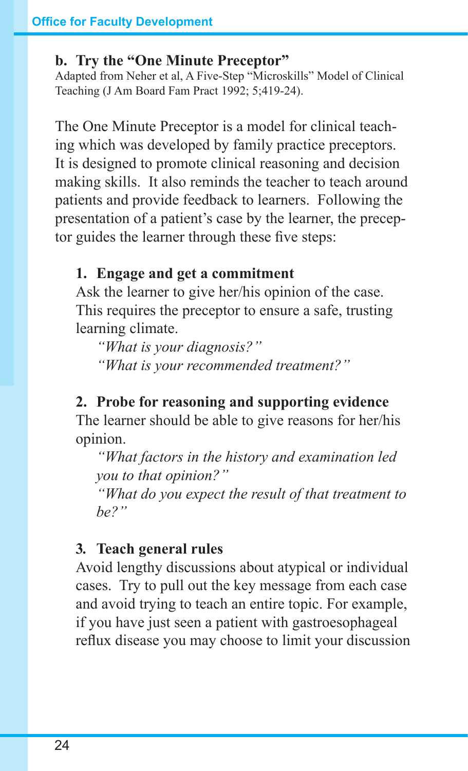#### b. Try the "One Minute Preceptor"

Adapted from Neher et al, A Five-Step "Microskills" Model of Clinical Teaching (J Am Board Fam Pract 1992; 5;419-24).

The One Minute Preceptor is a model for clinical teaching which was developed by family practice preceptors. It is designed to promote clinical reasoning and decision making skills. It also reminds the teacher to teach around patients and provide feedback to learners. Following the presentation of a patient's case by the learner, the preceptor guides the learner through these five steps:

**1. Engage and get a commitment**

Ask the learner to give her/his opinion of the case. This requires the preceptor to ensure a safe, trusting learning climate.

*"What is your diagnosis?"*
*"What is your recommended treatment?"*

**2. Probe for reasoning and supporting evidence**

The learner should be able to give reasons for her/his opinion.

*"What factors in the history and examination led you to that opinion?"*
*"What do you expect the result of that treatment to be?"*

**3. Teach general rules**

Avoid lengthy discussions about atypical or individual cases. Try to pull out the key message from each case and avoid trying to teach an entire topic. For example, if you have just seen a patient with gastroesophageal reflux disease you may choose to limit your discussion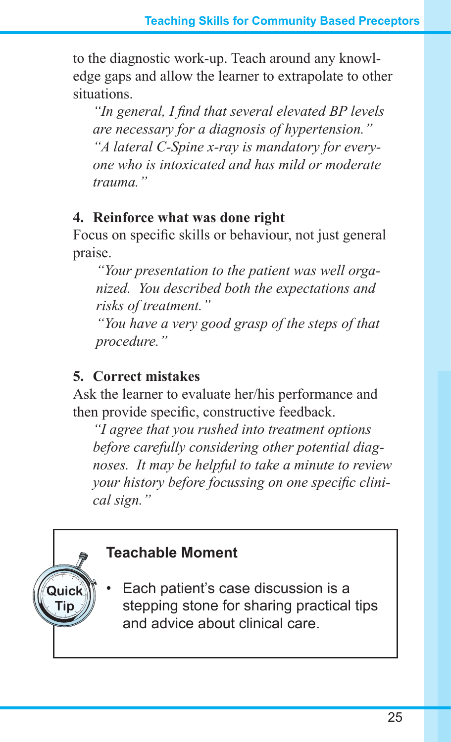to the diagnostic work-up. Teach around any knowledge gaps and allow the learner to extrapolate to other situations.

*"In general, I find that several elevated BP levels are necessary for a diagnosis of hypertension."*
*"A lateral C-Spine x-ray is mandatory for everyone who is intoxicated and has mild or moderate trauma."*

**4. Reinforce what was done right**

Focus on specific skills or behaviour, not just general praise.

*"Your presentation to the patient was well organized. You described both the expectations and risks of treatment."*
*"You have a very good grasp of the steps of that procedure."*

**5. Correct mistakes**

Ask the learner to evaluate her/his performance and then provide specific, constructive feedback.

*"I agree that you rushed into treatment options before carefully considering other potential diagnoses. It may be helpful to take a minute to review your history before focussing on one specific clinical sign."*

> Quick Tip
>
> **Teachable Moment**
>
> - Each patient's case discussion is a stepping stone for sharing practical tips and advice about clinical care.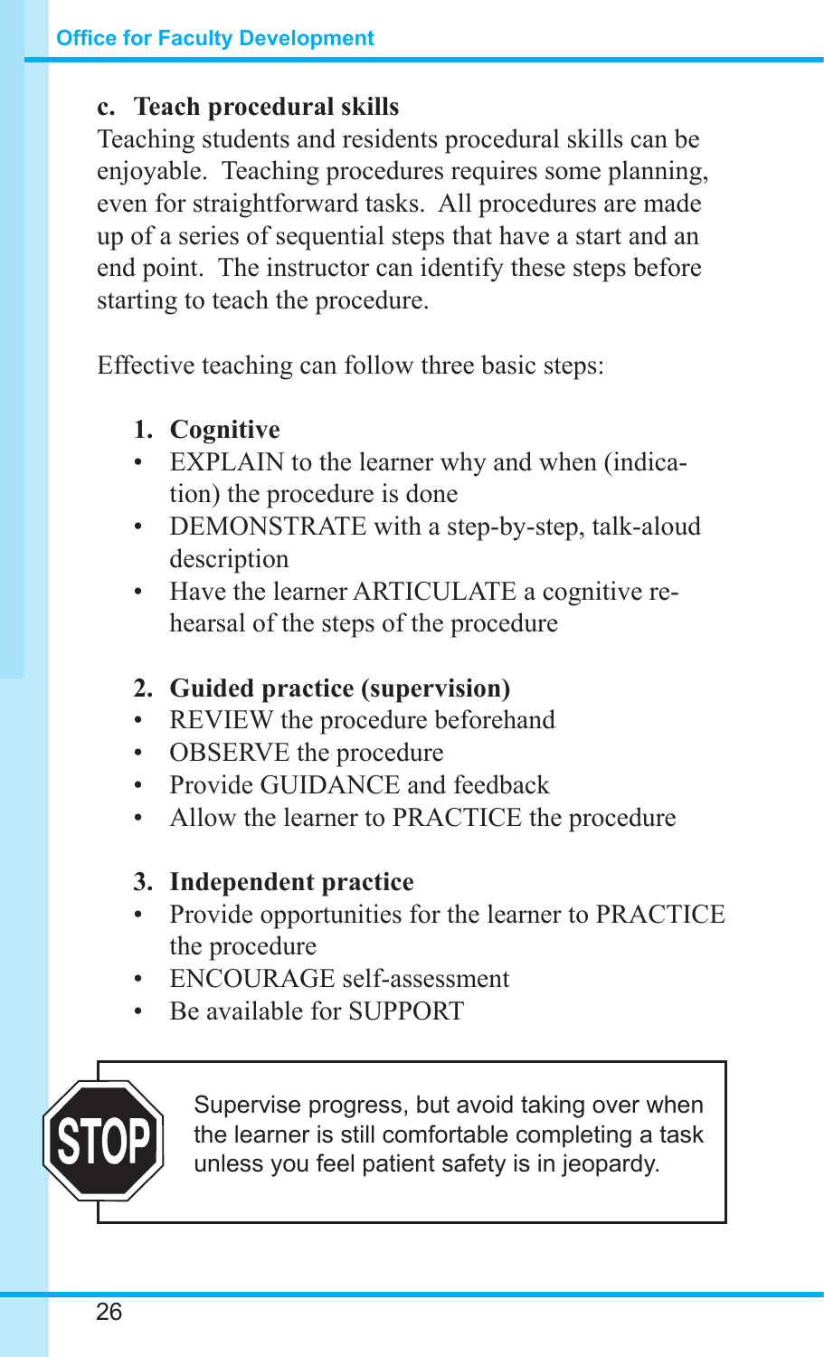### c. Teach procedural skills

Teaching students and residents procedural skills can be enjoyable. Teaching procedures requires some planning, even for straightforward tasks. All procedures are made up of a series of sequential steps that have a start and an end point. The instructor can identify these steps before starting to teach the procedure.

Effective teaching can follow three basic steps:

1. **Cognitive**
   - EXPLAIN to the learner why and when (indication) the procedure is done
   - DEMONSTRATE with a step-by-step, talk-aloud description
   - Have the learner ARTICULATE a cognitive rehearsal of the steps of the procedure

2. **Guided practice (supervision)**
   - REVIEW the procedure beforehand
   - OBSERVE the procedure
   - Provide GUIDANCE and feedback
   - Allow the learner to PRACTICE the procedure

3. **Independent practice**
   - Provide opportunities for the learner to PRACTICE the procedure
   - ENCOURAGE self-assessment
   - Be available for SUPPORT

> **STOP** Supervise progress, but avoid taking over when the learner is still comfortable completing a task unless you feel patient safety is in jeopardy.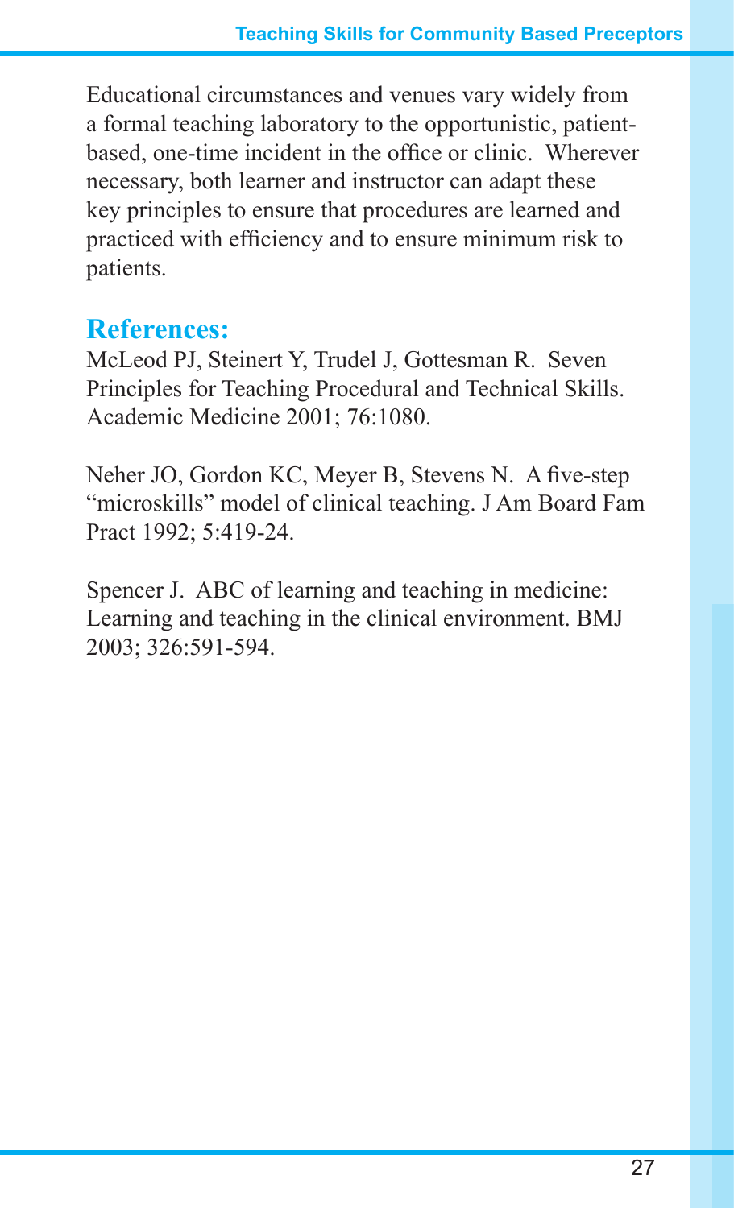Educational circumstances and venues vary widely from a formal teaching laboratory to the opportunistic, patient-based, one-time incident in the office or clinic. Wherever necessary, both learner and instructor can adapt these key principles to ensure that procedures are learned and practiced with efficiency and to ensure minimum risk to patients.

## References:

McLeod PJ, Steinert Y, Trudel J, Gottesman R. Seven Principles for Teaching Procedural and Technical Skills. Academic Medicine 2001; 76:1080.

Neher JO, Gordon KC, Meyer B, Stevens N. A five-step "microskills" model of clinical teaching. J Am Board Fam Pract 1992; 5:419-24.

Spencer J. ABC of learning and teaching in medicine: Learning and teaching in the clinical environment. BMJ 2003; 326:591-594.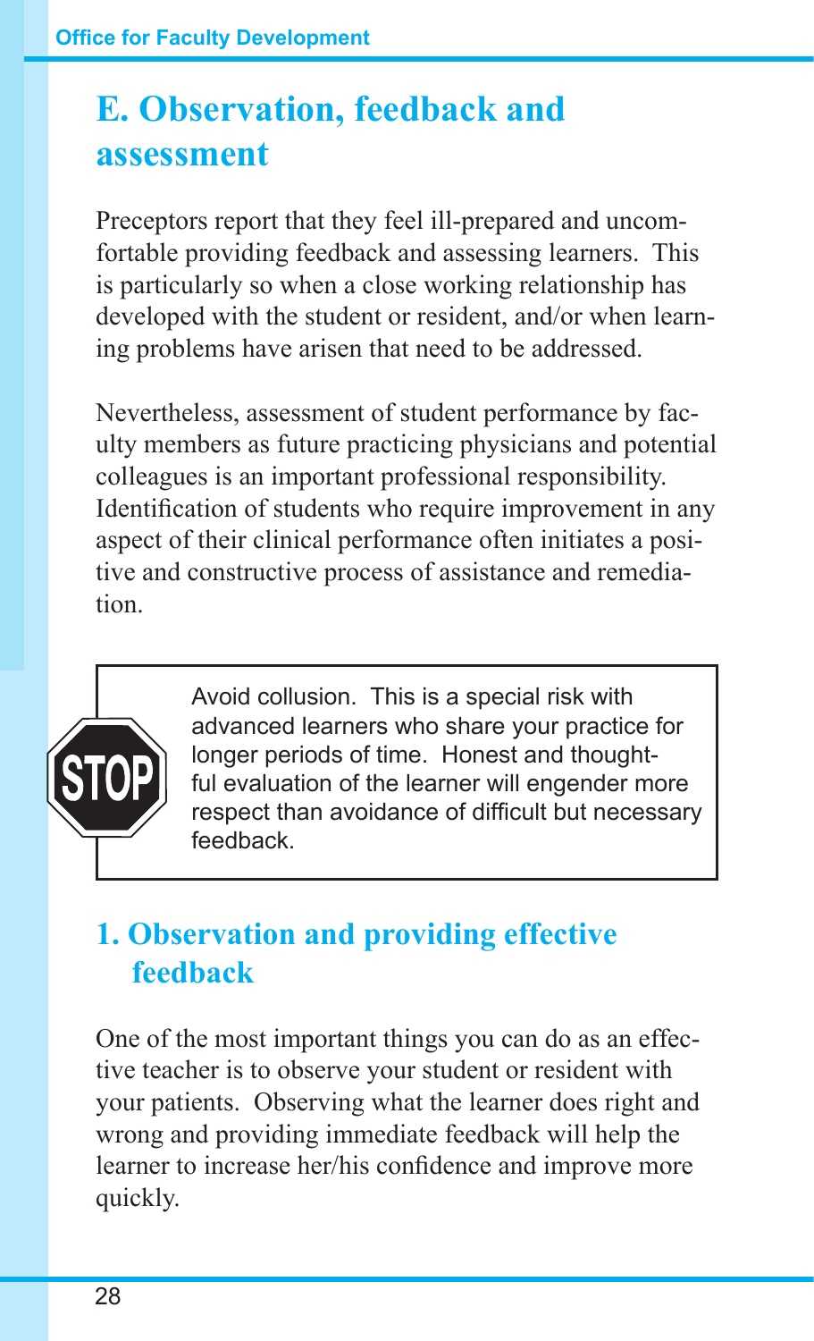# E. Observation, feedback and assessment

Preceptors report that they feel ill-prepared and uncomfortable providing feedback and assessing learners. This is particularly so when a close working relationship has developed with the student or resident, and/or when learning problems have arisen that need to be addressed.

Nevertheless, assessment of student performance by faculty members as future practicing physicians and potential colleagues is an important professional responsibility. Identification of students who require improvement in any aspect of their clinical performance often initiates a positive and constructive process of assistance and remediation.

> STOP
>
> Avoid collusion. This is a special risk with advanced learners who share your practice for longer periods of time. Honest and thoughtful evaluation of the learner will engender more respect than avoidance of difficult but necessary feedback.

## 1. Observation and providing effective feedback

One of the most important things you can do as an effective teacher is to observe your student or resident with your patients. Observing what the learner does right and wrong and providing immediate feedback will help the learner to increase her/his confidence and improve more quickly.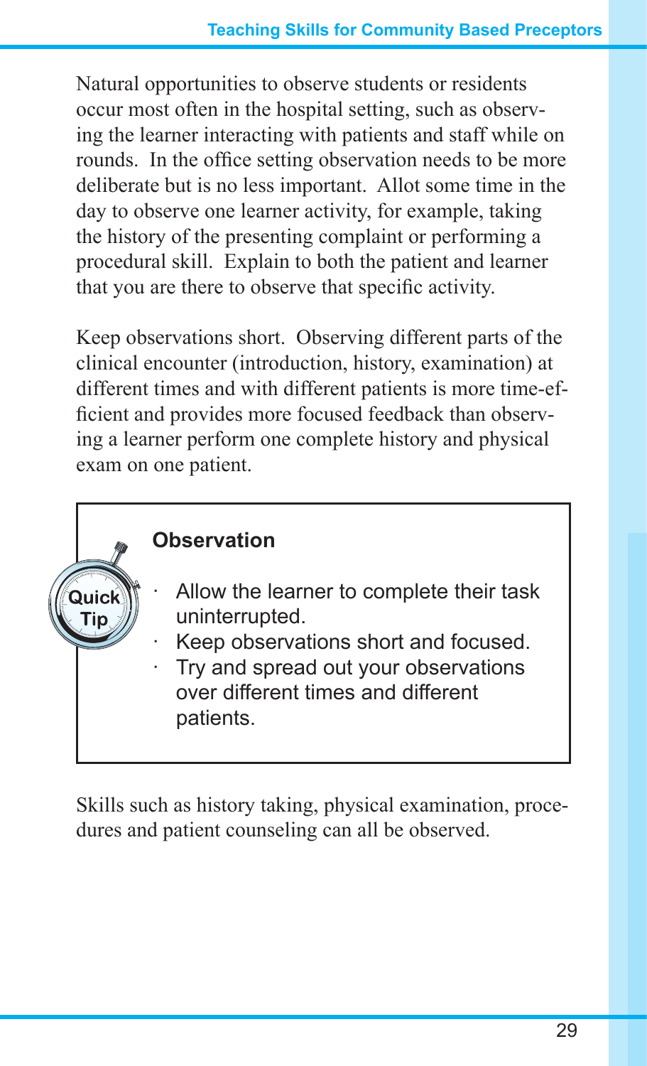Natural opportunities to observe students or residents occur most often in the hospital setting, such as observing the learner interacting with patients and staff while on rounds. In the office setting observation needs to be more deliberate but is no less important. Allot some time in the day to observe one learner activity, for example, taking the history of the presenting complaint or performing a procedural skill. Explain to both the patient and learner that you are there to observe that specific activity.

Keep observations short. Observing different parts of the clinical encounter (introduction, history, examination) at different times and with different patients is more time-efficient and provides more focused feedback than observing a learner perform one complete history and physical exam on one patient.

> **Quick Tip**
>
> **Observation**
>
> - Allow the learner to complete their task uninterrupted.
> - Keep observations short and focused.
> - Try and spread out your observations over different times and different patients.

Skills such as history taking, physical examination, procedures and patient counseling can all be observed.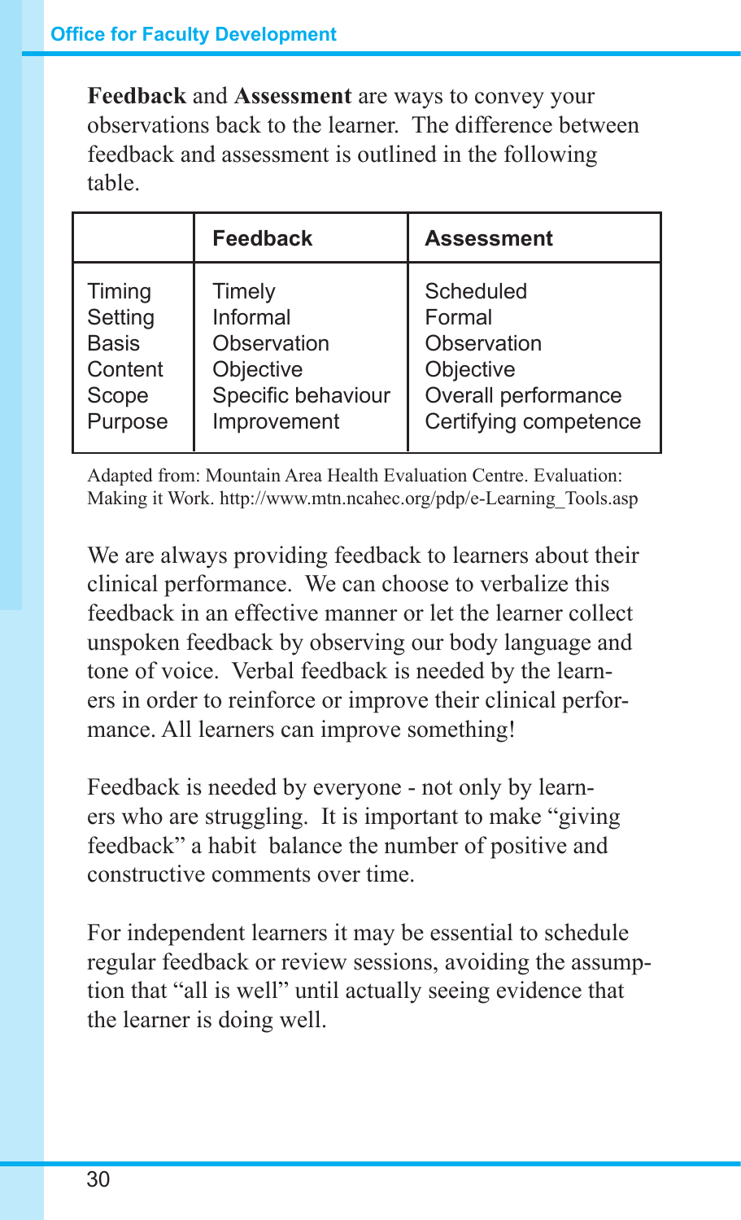**Feedback** and **Assessment** are ways to convey your observations back to the learner. The difference between feedback and assessment is outlined in the following table.

| | Feedback | Assessment |
|---|---|---|
| Timing | Timely | Scheduled |
| Setting | Informal | Formal |
| Basis | Observation | Observation |
| Content | Objective | Objective |
| Scope | Specific behaviour | Overall performance |
| Purpose | Improvement | Certifying competence |

Adapted from: Mountain Area Health Evaluation Centre. Evaluation: Making it Work. http://www.mtn.ncahec.org/pdp/e-Learning_Tools.asp

We are always providing feedback to learners about their clinical performance. We can choose to verbalize this feedback in an effective manner or let the learner collect unspoken feedback by observing our body language and tone of voice. Verbal feedback is needed by the learners in order to reinforce or improve their clinical performance. All learners can improve something!

Feedback is needed by everyone - not only by learners who are struggling. It is important to make "giving feedback" a habit balance the number of positive and constructive comments over time.

For independent learners it may be essential to schedule regular feedback or review sessions, avoiding the assumption that "all is well" until actually seeing evidence that the learner is doing well.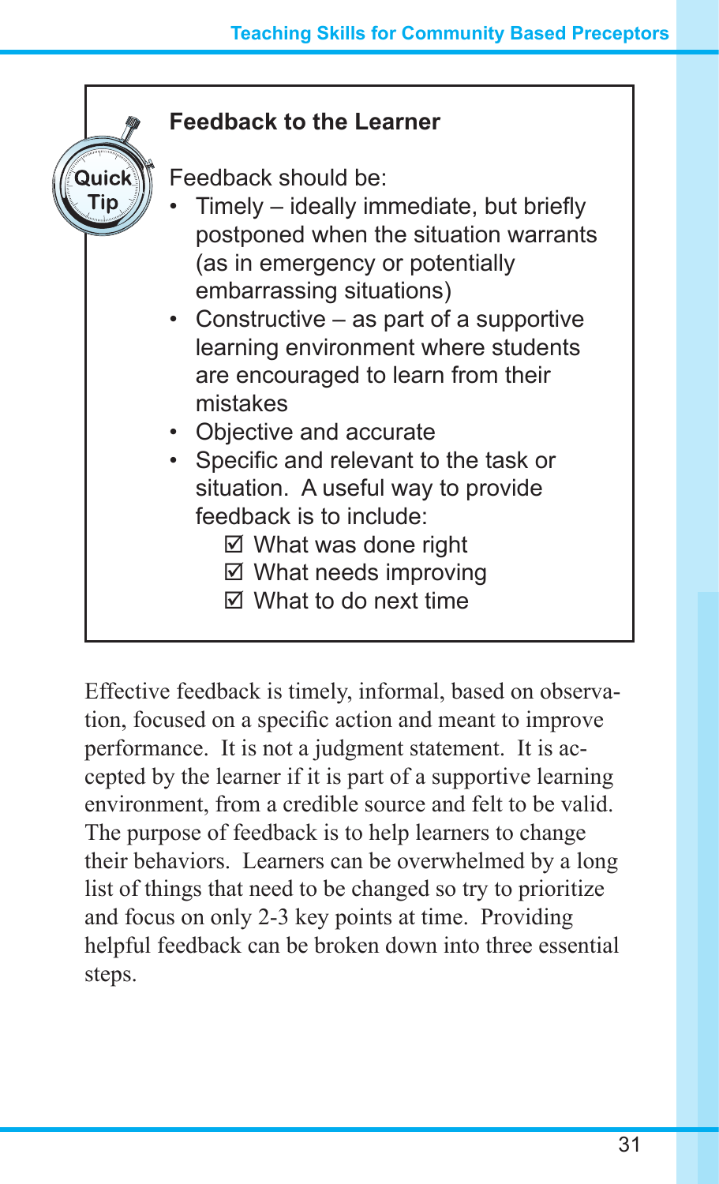**Quick Tip**

### Feedback to the Learner

Feedback should be:

- Timely – ideally immediate, but briefly postponed when the situation warrants (as in emergency or potentially embarrassing situations)
- Constructive – as part of a supportive learning environment where students are encouraged to learn from their mistakes
- Objective and accurate
- Specific and relevant to the task or situation. A useful way to provide feedback is to include:
  - ☑ What was done right
  - ☑ What needs improving
  - ☑ What to do next time

Effective feedback is timely, informal, based on observation, focused on a specific action and meant to improve performance. It is not a judgment statement. It is accepted by the learner if it is part of a supportive learning environment, from a credible source and felt to be valid. The purpose of feedback is to help learners to change their behaviors. Learners can be overwhelmed by a long list of things that need to be changed so try to prioritize and focus on only 2-3 key points at time. Providing helpful feedback can be broken down into three essential steps.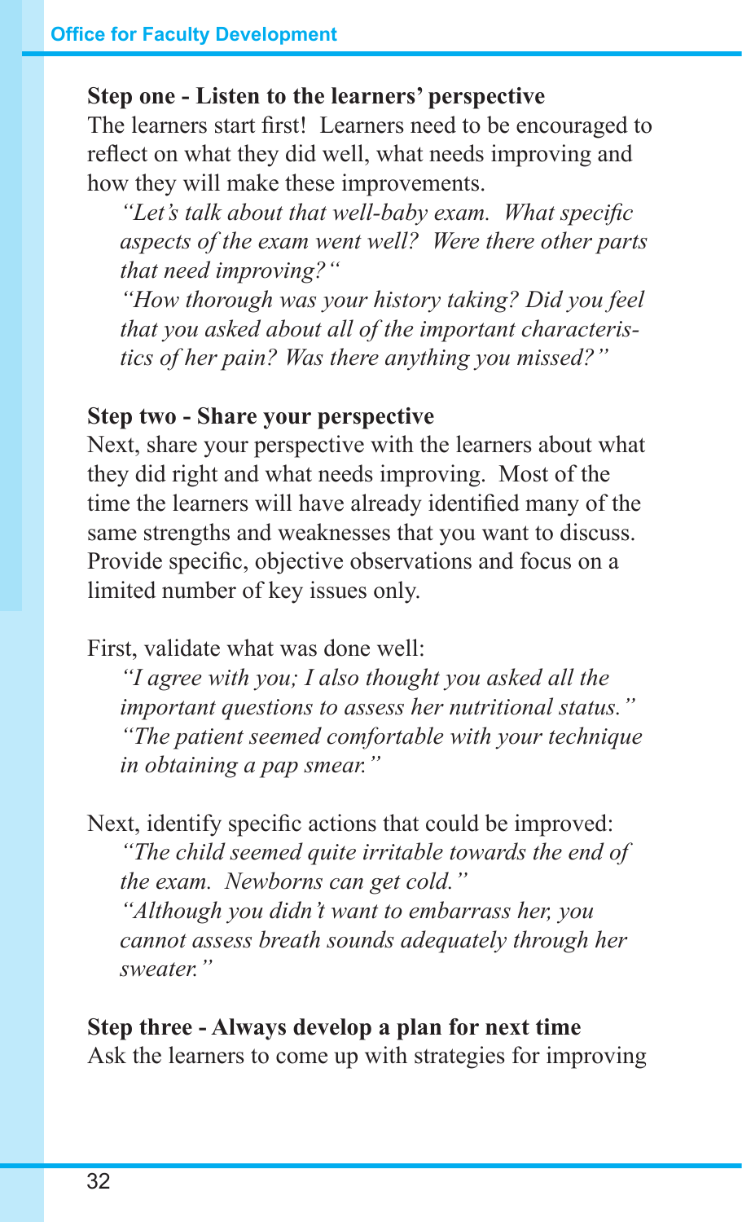### Step one - Listen to the learners' perspective

The learners start first! Learners need to be encouraged to reflect on what they did well, what needs improving and how they will make these improvements.

> *"Let's talk about that well-baby exam. What specific aspects of the exam went well? Were there other parts that need improving?"*
>
> *"How thorough was your history taking? Did you feel that you asked about all of the important characteristics of her pain? Was there anything you missed?"*

### Step two - Share your perspective

Next, share your perspective with the learners about what they did right and what needs improving. Most of the time the learners will have already identified many of the same strengths and weaknesses that you want to discuss. Provide specific, objective observations and focus on a limited number of key issues only.

First, validate what was done well:

> *"I agree with you; I also thought you asked all the important questions to assess her nutritional status."*
>
> *"The patient seemed comfortable with your technique in obtaining a pap smear."*

Next, identify specific actions that could be improved:

> *"The child seemed quite irritable towards the end of the exam. Newborns can get cold."*
>
> *"Although you didn't want to embarrass her, you cannot assess breath sounds adequately through her sweater."*

### Step three - Always develop a plan for next time

Ask the learners to come up with strategies for improving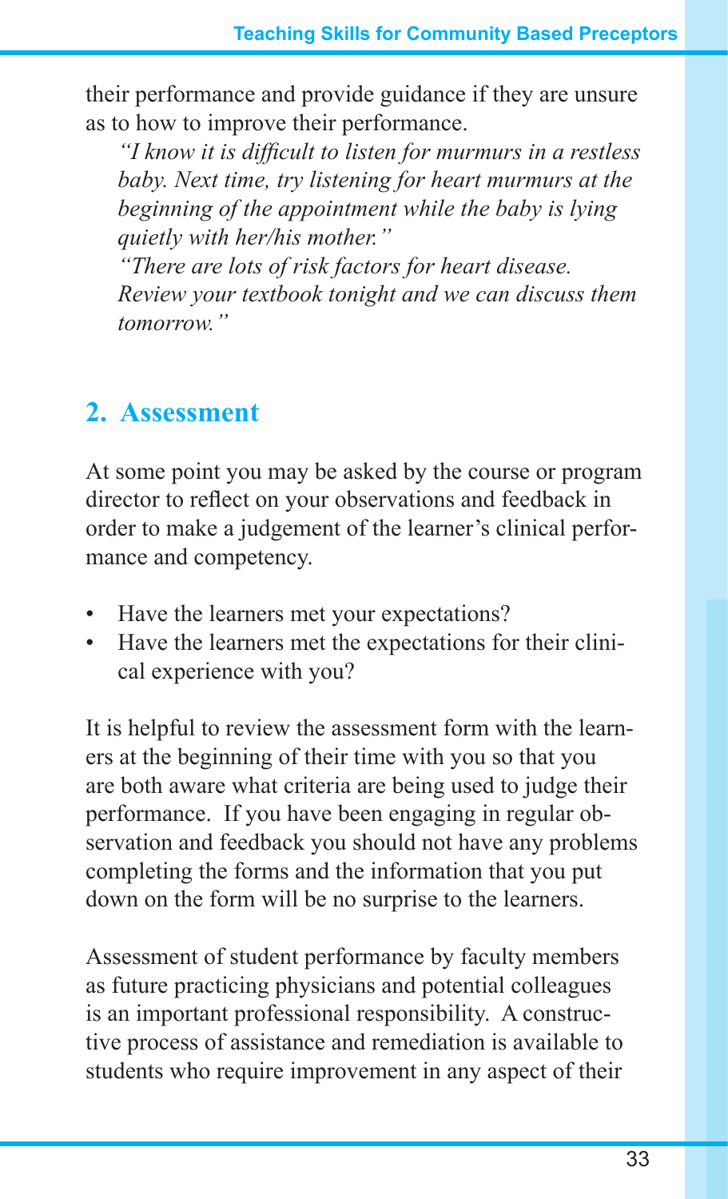their performance and provide guidance if they are unsure as to how to improve their performance.

*"I know it is difficult to listen for murmurs in a restless baby. Next time, try listening for heart murmurs at the beginning of the appointment while the baby is lying quietly with her/his mother."*

*"There are lots of risk factors for heart disease. Review your textbook tonight and we can discuss them tomorrow."*

## 2. Assessment

At some point you may be asked by the course or program director to reflect on your observations and feedback in order to make a judgement of the learner's clinical performance and competency.

- Have the learners met your expectations?
- Have the learners met the expectations for their clinical experience with you?

It is helpful to review the assessment form with the learners at the beginning of their time with you so that you are both aware what criteria are being used to judge their performance. If you have been engaging in regular observation and feedback you should not have any problems completing the forms and the information that you put down on the form will be no surprise to the learners.

Assessment of student performance by faculty members as future practicing physicians and potential colleagues is an important professional responsibility. A constructive process of assistance and remediation is available to students who require improvement in any aspect of their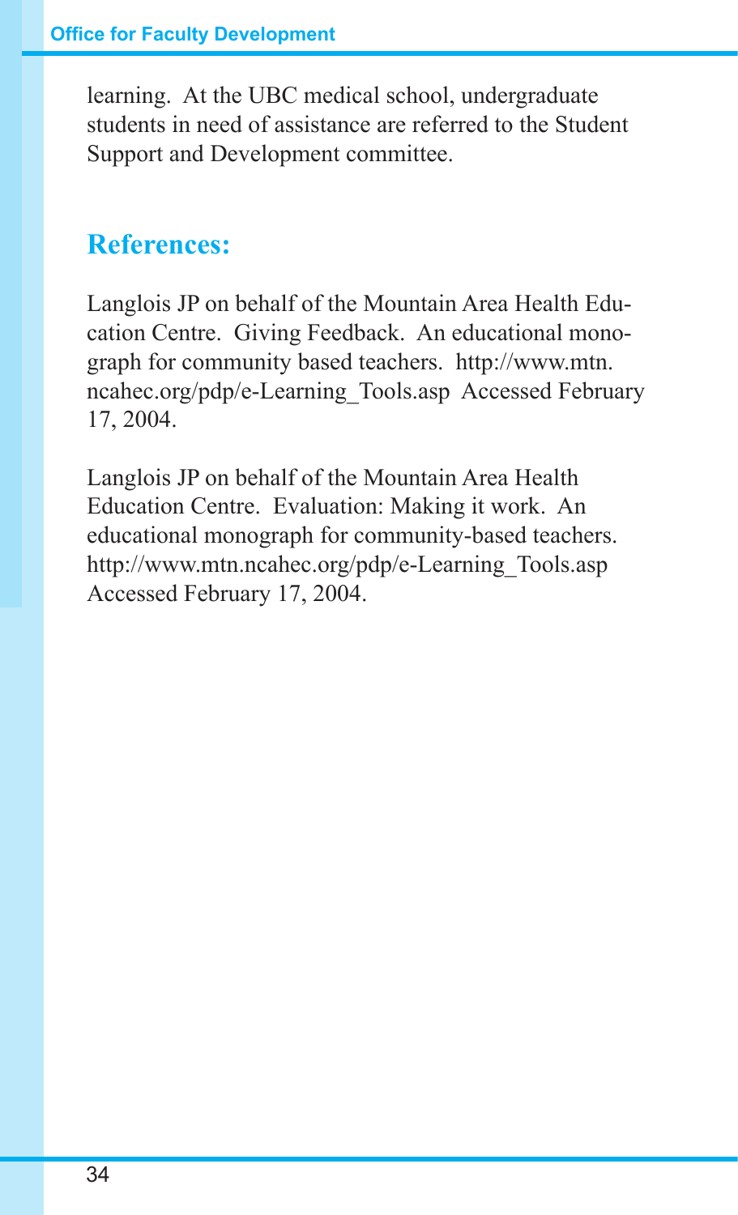learning. At the UBC medical school, undergraduate students in need of assistance are referred to the Student Support and Development committee.

## References:

Langlois JP on behalf of the Mountain Area Health Education Centre. Giving Feedback. An educational monograph for community based teachers. http://www.mtn.ncahec.org/pdp/e-Learning_Tools.asp Accessed February 17, 2004.

Langlois JP on behalf of the Mountain Area Health Education Centre. Evaluation: Making it work. An educational monograph for community-based teachers. http://www.mtn.ncahec.org/pdp/e-Learning_Tools.asp Accessed February 17, 2004.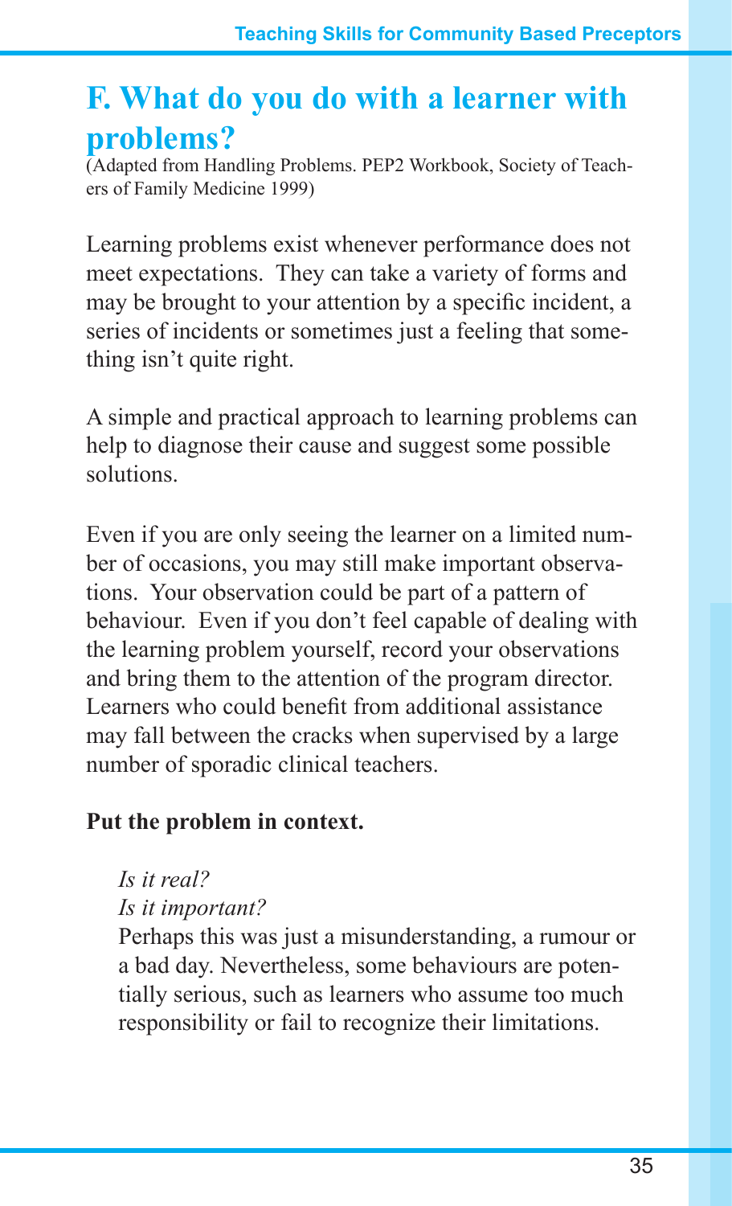# F. What do you do with a learner with problems?

(Adapted from Handling Problems. PEP2 Workbook, Society of Teachers of Family Medicine 1999)

Learning problems exist whenever performance does not meet expectations. They can take a variety of forms and may be brought to your attention by a specific incident, a series of incidents or sometimes just a feeling that something isn't quite right.

A simple and practical approach to learning problems can help to diagnose their cause and suggest some possible solutions.

Even if you are only seeing the learner on a limited number of occasions, you may still make important observations. Your observation could be part of a pattern of behaviour. Even if you don't feel capable of dealing with the learning problem yourself, record your observations and bring them to the attention of the program director. Learners who could benefit from additional assistance may fall between the cracks when supervised by a large number of sporadic clinical teachers.

**Put the problem in context.**

*Is it real?*
*Is it important?*
Perhaps this was just a misunderstanding, a rumour or a bad day. Nevertheless, some behaviours are potentially serious, such as learners who assume too much responsibility or fail to recognize their limitations.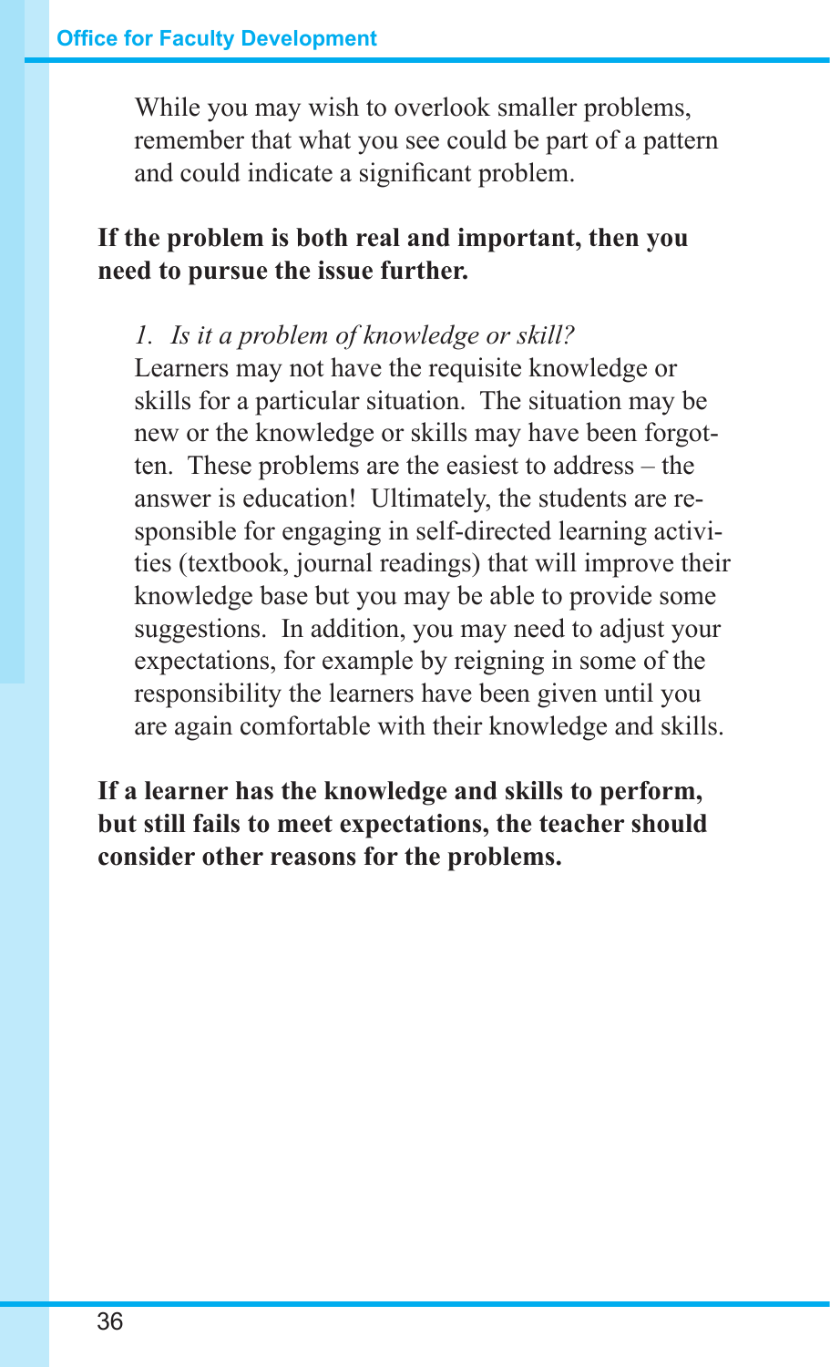While you may wish to overlook smaller problems, remember that what you see could be part of a pattern and could indicate a significant problem.

**If the problem is both real and important, then you need to pursue the issue further.**

*1. Is it a problem of knowledge or skill?*

Learners may not have the requisite knowledge or skills for a particular situation. The situation may be new or the knowledge or skills may have been forgotten. These problems are the easiest to address – the answer is education! Ultimately, the students are responsible for engaging in self-directed learning activities (textbook, journal readings) that will improve their knowledge base but you may be able to provide some suggestions. In addition, you may need to adjust your expectations, for example by reigning in some of the responsibility the learners have been given until you are again comfortable with their knowledge and skills.

**If a learner has the knowledge and skills to perform, but still fails to meet expectations, the teacher should consider other reasons for the problems.**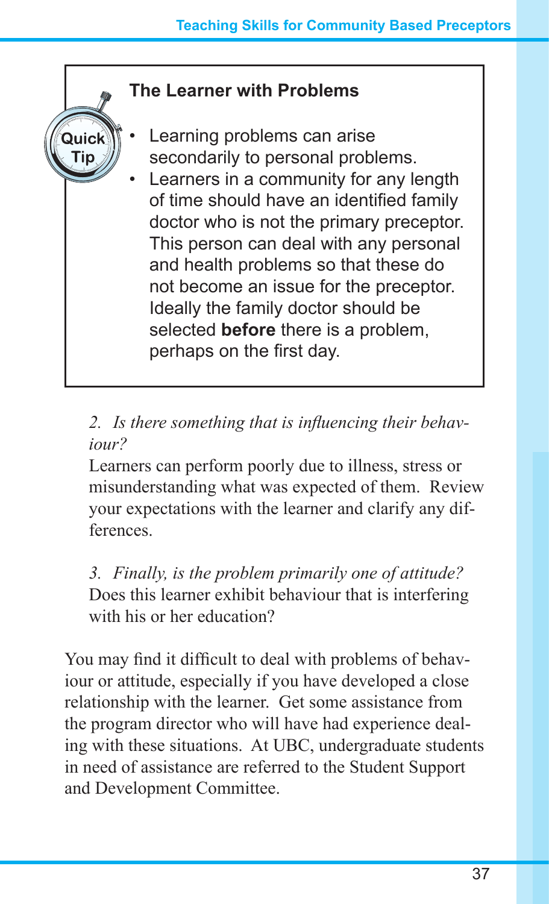**Quick Tip**

### The Learner with Problems

- Learning problems can arise secondarily to personal problems.
- Learners in a community for any length of time should have an identified family doctor who is not the primary preceptor. This person can deal with any personal and health problems so that these do not become an issue for the preceptor. Ideally the family doctor should be selected **before** there is a problem, perhaps on the first day.

*2. Is there something that is influencing their behaviour?*

Learners can perform poorly due to illness, stress or misunderstanding what was expected of them. Review your expectations with the learner and clarify any differences.

*3. Finally, is the problem primarily one of attitude?*

Does this learner exhibit behaviour that is interfering with his or her education?

You may find it difficult to deal with problems of behaviour or attitude, especially if you have developed a close relationship with the learner. Get some assistance from the program director who will have had experience dealing with these situations. At UBC, undergraduate students in need of assistance are referred to the Student Support and Development Committee.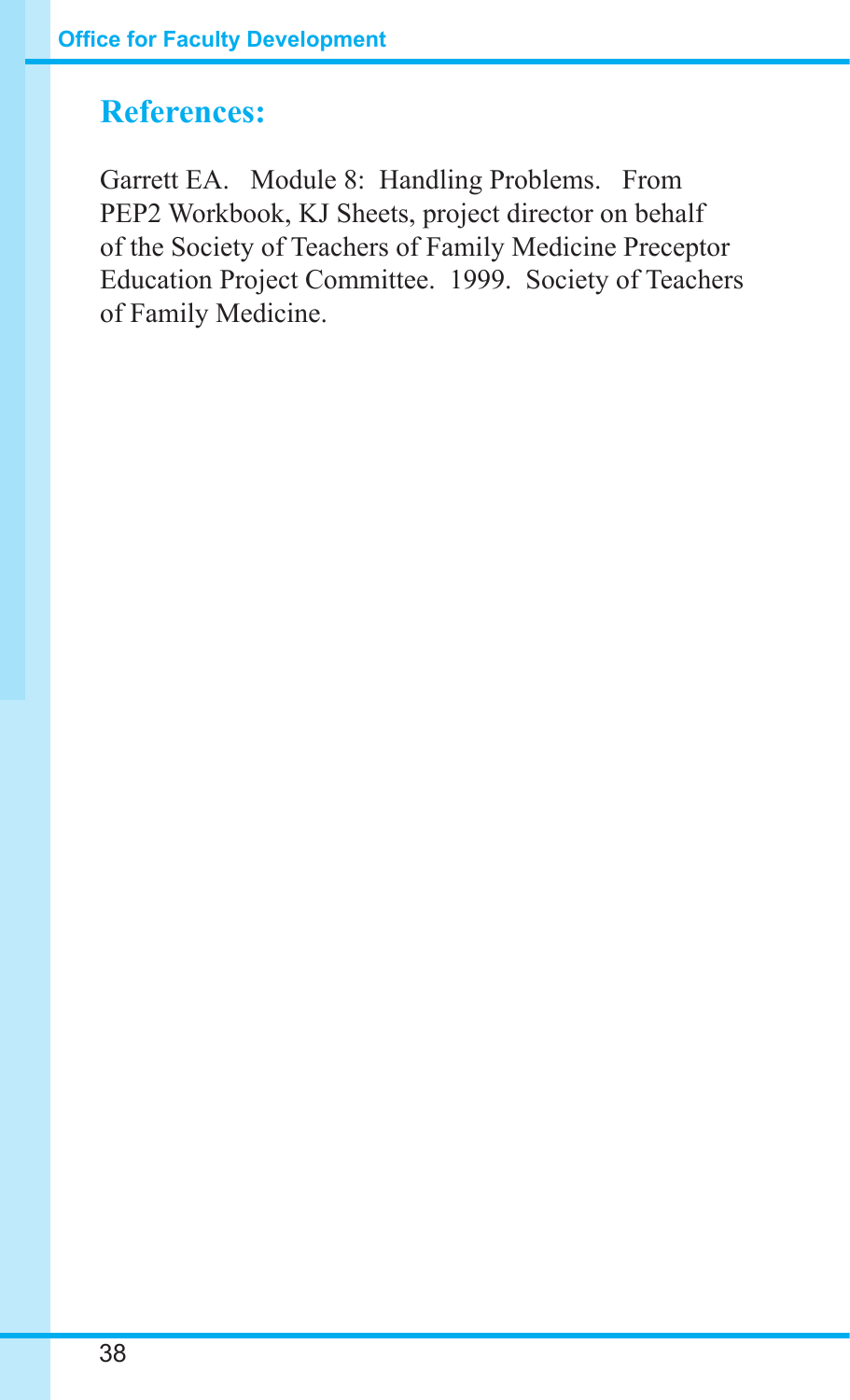## References:

Garrett EA. Module 8: Handling Problems. From PEP2 Workbook, KJ Sheets, project director on behalf of the Society of Teachers of Family Medicine Preceptor Education Project Committee. 1999. Society of Teachers of Family Medicine.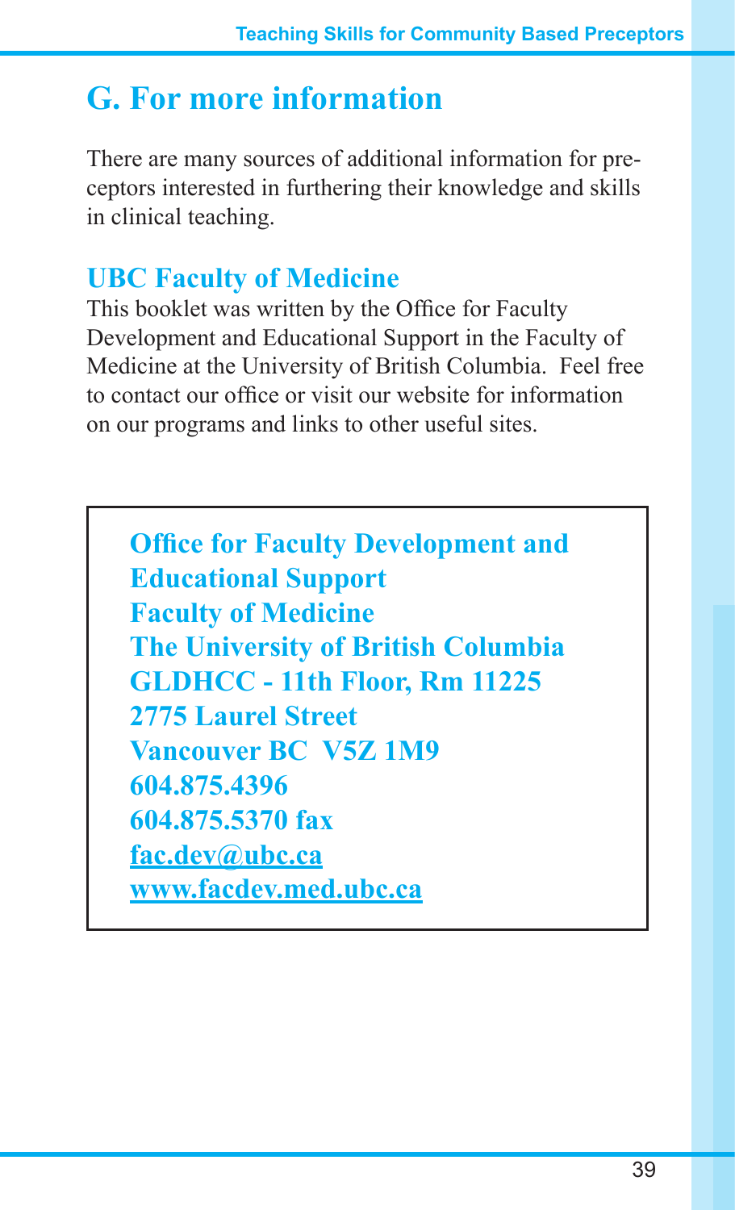## G. For more information

There are many sources of additional information for preceptors interested in furthering their knowledge and skills in clinical teaching.

### UBC Faculty of Medicine

This booklet was written by the Office for Faculty Development and Educational Support in the Faculty of Medicine at the University of British Columbia. Feel free to contact our office or visit our website for information on our programs and links to other useful sites.

**Office for Faculty Development and Educational Support**
**Faculty of Medicine**
**The University of British Columbia**
**GLDHCC - 11th Floor, Rm 11225**
**2775 Laurel Street**
**Vancouver BC V5Z 1M9**
**604.875.4396**
**604.875.5370 fax**
**fac.dev@ubc.ca**
**www.facdev.med.ubc.ca**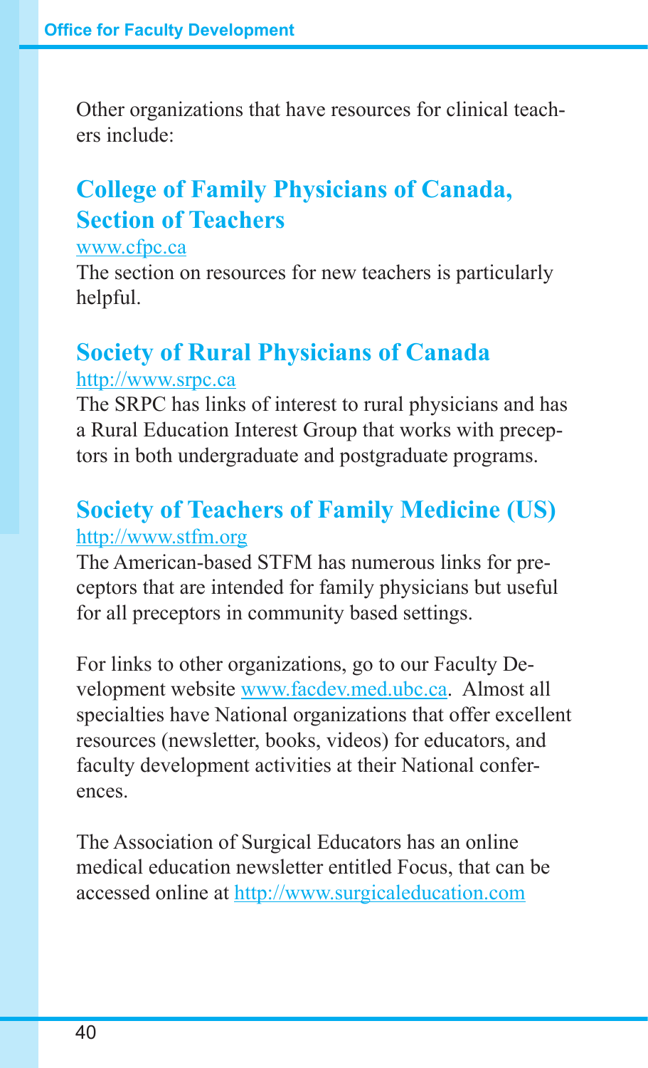Other organizations that have resources for clinical teachers include:

## College of Family Physicians of Canada, Section of Teachers

www.cfpc.ca

The section on resources for new teachers is particularly helpful.

## Society of Rural Physicians of Canada

http://www.srpc.ca

The SRPC has links of interest to rural physicians and has a Rural Education Interest Group that works with preceptors in both undergraduate and postgraduate programs.

## Society of Teachers of Family Medicine (US)

http://www.stfm.org

The American-based STFM has numerous links for preceptors that are intended for family physicians but useful for all preceptors in community based settings.

For links to other organizations, go to our Faculty Development website www.facdev.med.ubc.ca. Almost all specialties have National organizations that offer excellent resources (newsletter, books, videos) for educators, and faculty development activities at their National conferences.

The Association of Surgical Educators has an online medical education newsletter entitled Focus, that can be accessed online at http://www.surgicaleducation.com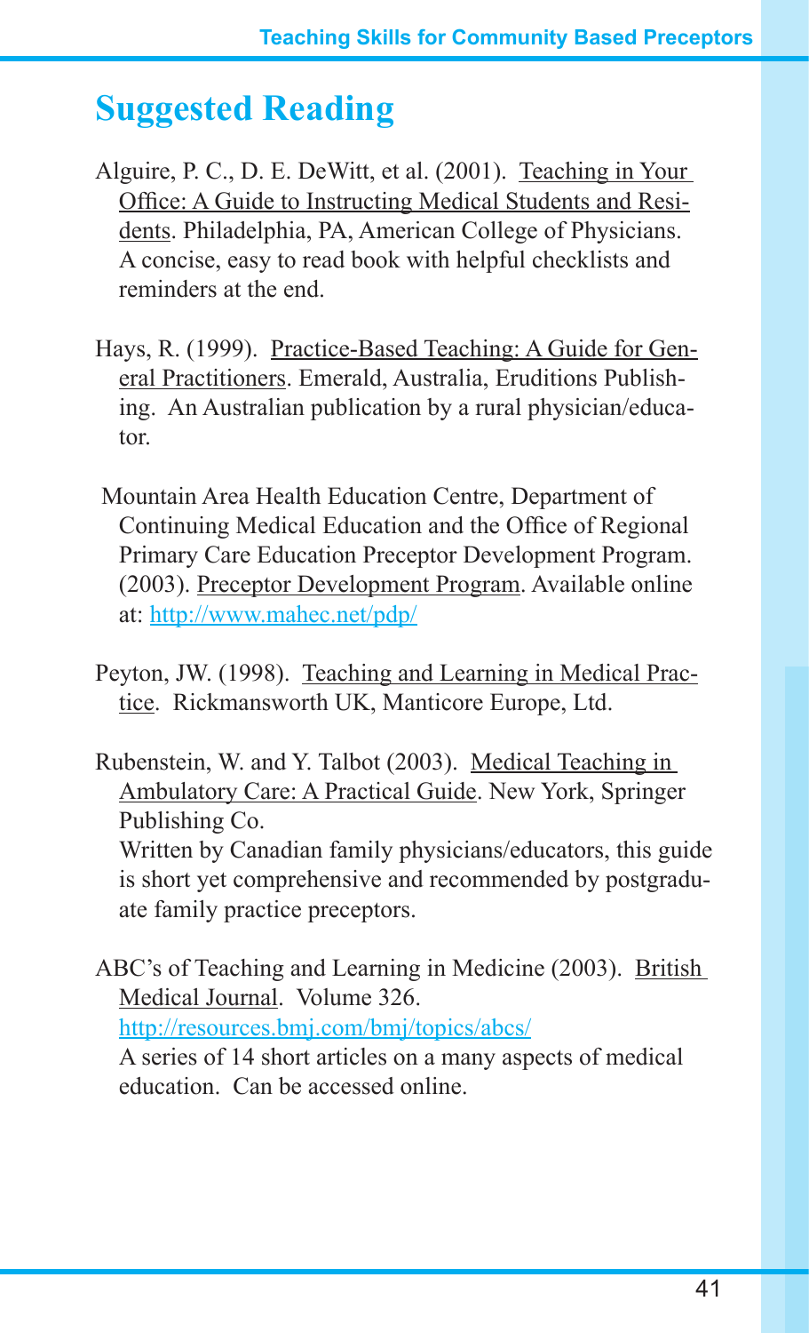# Suggested Reading

Alguire, P. C., D. E. DeWitt, et al. (2001). Teaching in Your Office: A Guide to Instructing Medical Students and Residents. Philadelphia, PA, American College of Physicians. A concise, easy to read book with helpful checklists and reminders at the end.

Hays, R. (1999). Practice-Based Teaching: A Guide for General Practitioners. Emerald, Australia, Eruditions Publishing. An Australian publication by a rural physician/educator.

Mountain Area Health Education Centre, Department of Continuing Medical Education and the Office of Regional Primary Care Education Preceptor Development Program. (2003). Preceptor Development Program. Available online at: http://www.mahec.net/pdp/

Peyton, JW. (1998). Teaching and Learning in Medical Practice. Rickmansworth UK, Manticore Europe, Ltd.

Rubenstein, W. and Y. Talbot (2003). Medical Teaching in Ambulatory Care: A Practical Guide. New York, Springer Publishing Co.
Written by Canadian family physicians/educators, this guide is short yet comprehensive and recommended by postgraduate family practice preceptors.

ABC's of Teaching and Learning in Medicine (2003). British Medical Journal. Volume 326.
http://resources.bmj.com/bmj/topics/abcs/
A series of 14 short articles on a many aspects of medical education. Can be accessed online.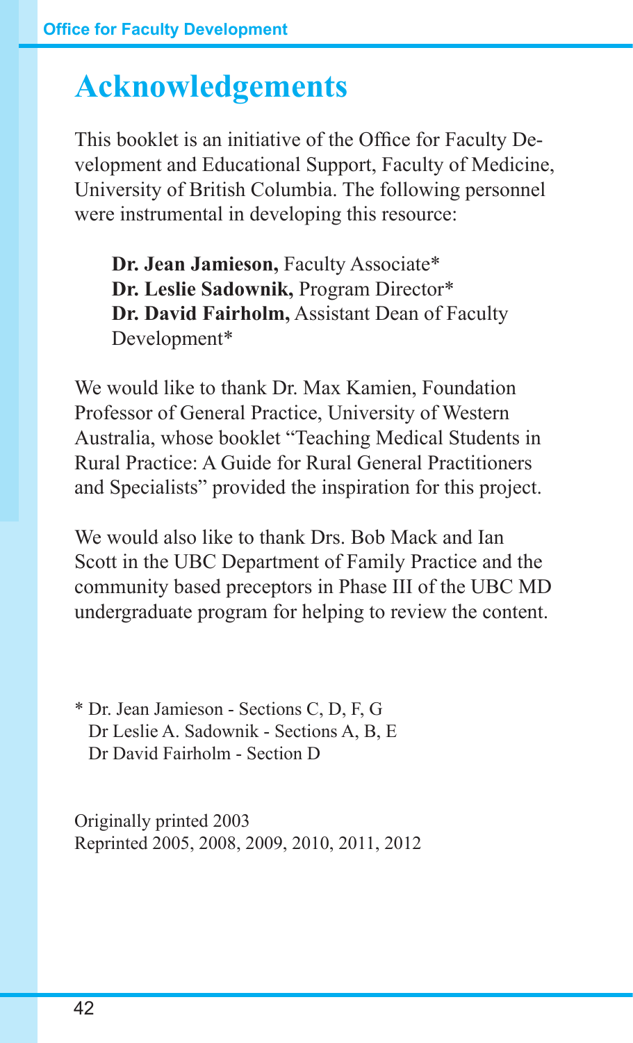# Acknowledgements

This booklet is an initiative of the Office for Faculty Development and Educational Support, Faculty of Medicine, University of British Columbia. The following personnel were instrumental in developing this resource:

**Dr. Jean Jamieson,** Faculty Associate*
**Dr. Leslie Sadownik,** Program Director*
**Dr. David Fairholm,** Assistant Dean of Faculty Development*

We would like to thank Dr. Max Kamien, Foundation Professor of General Practice, University of Western Australia, whose booklet "Teaching Medical Students in Rural Practice: A Guide for Rural General Practitioners and Specialists" provided the inspiration for this project.

We would also like to thank Drs. Bob Mack and Ian Scott in the UBC Department of Family Practice and the community based preceptors in Phase III of the UBC MD undergraduate program for helping to review the content.

\* Dr. Jean Jamieson - Sections C, D, F, G
Dr Leslie A. Sadownik - Sections A, B, E
Dr David Fairholm - Section D

Originally printed 2003
Reprinted 2005, 2008, 2009, 2010, 2011, 2012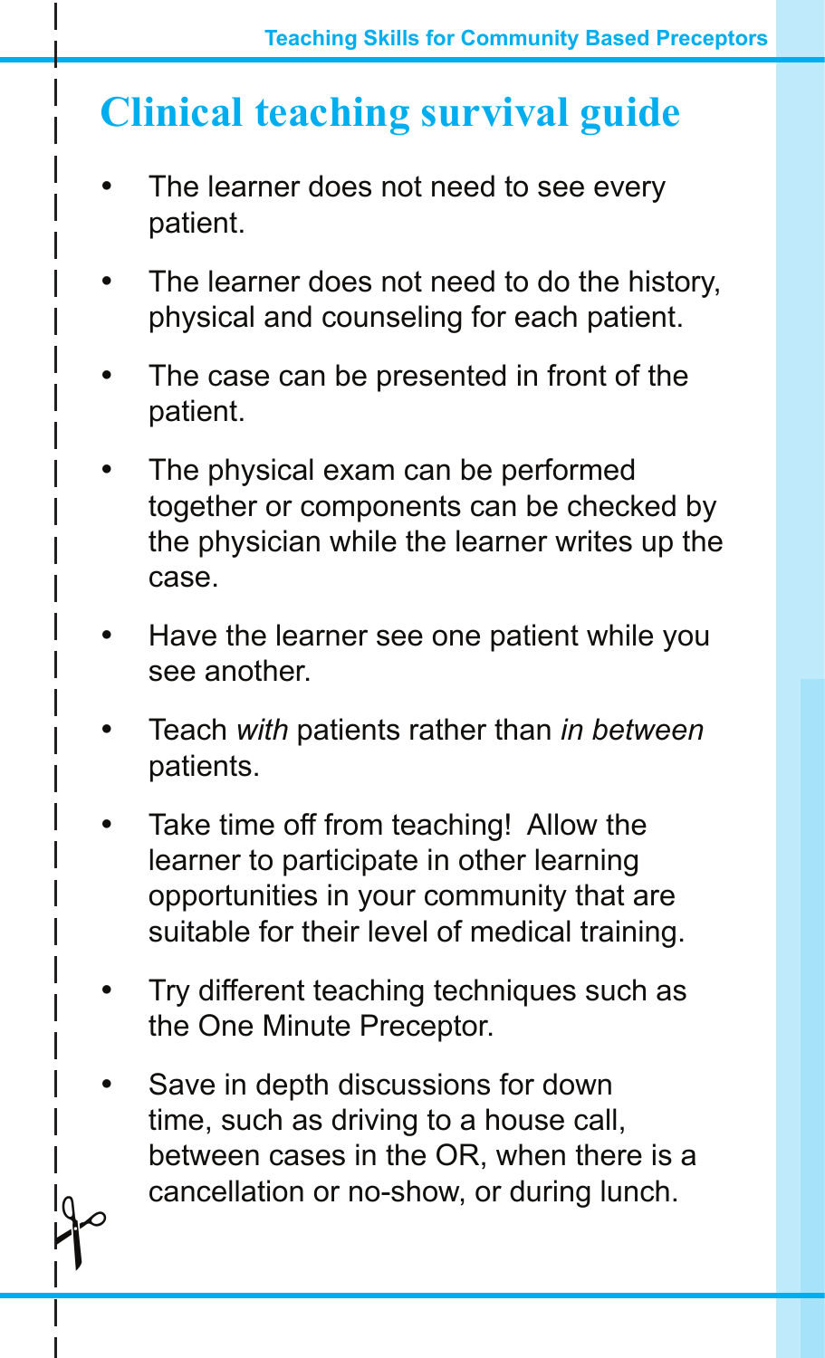# Clinical teaching survival guide

- The learner does not need to see every patient.
- The learner does not need to do the history, physical and counseling for each patient.
- The case can be presented in front of the patient.
- The physical exam can be performed together or components can be checked by the physician while the learner writes up the case.
- Have the learner see one patient while you see another.
- Teach *with* patients rather than *in between* patients.
- Take time off from teaching! Allow the learner to participate in other learning opportunities in your community that are suitable for their level of medical training.
- Try different teaching techniques such as the One Minute Preceptor.
- Save in depth discussions for down time, such as driving to a house call, between cases in the OR, when there is a cancellation or no-show, or during lunch.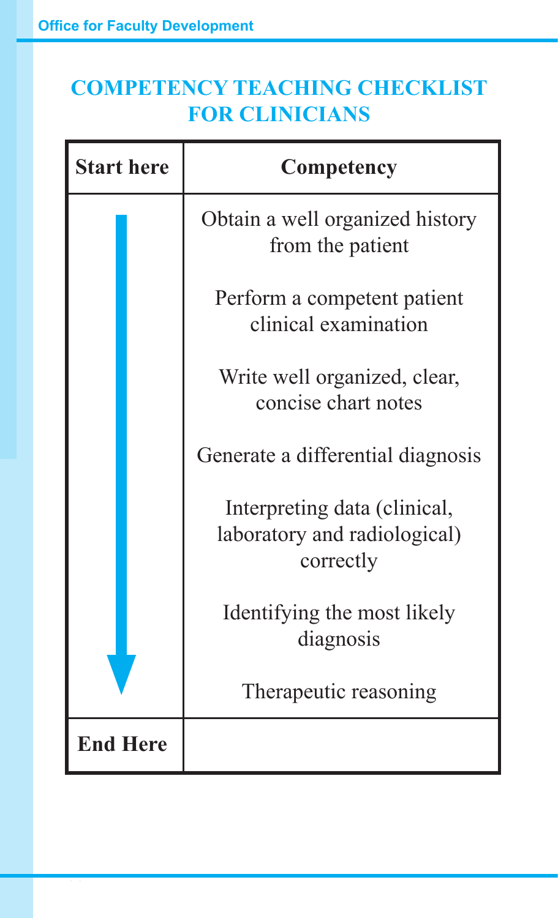# COMPETENCY TEACHING CHECKLIST FOR CLINICIANS

| Start here | Competency |
|---|---|
| ↓ | Obtain a well organized history from the patient<br><br>Perform a competent patient clinical examination<br><br>Write well organized, clear, concise chart notes<br><br>Generate a differential diagnosis<br><br>Interpreting data (clinical, laboratory and radiological) correctly<br><br>Identifying the most likely diagnosis<br><br>Therapeutic reasoning |
| **End Here** | |